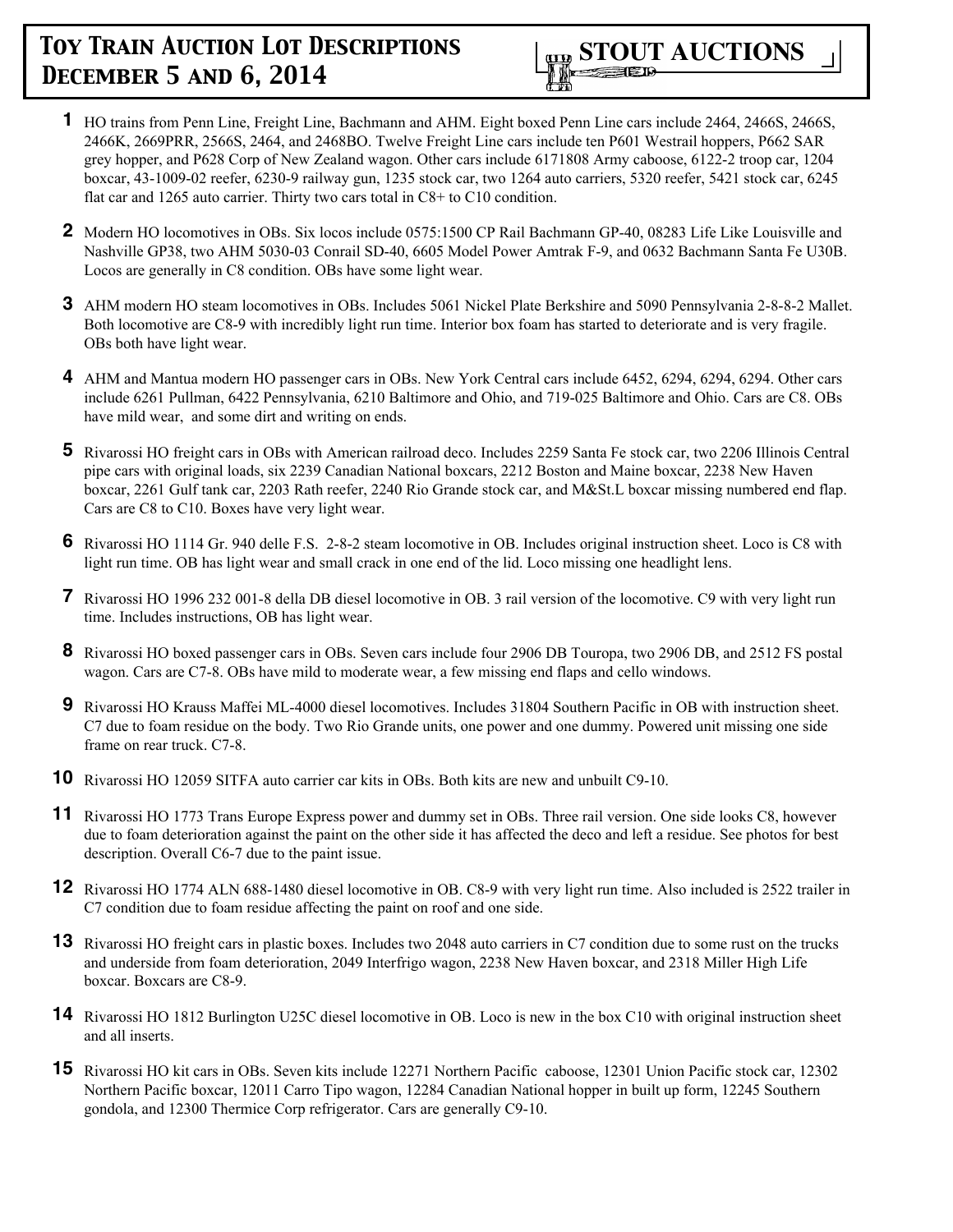# Toy Train Auction Lot Descriptions
# December 5 and 6, 2014

**STOUT AUCTIONS**

**1** HO trains from Penn Line, Freight Line, Bachmann and AHM. Eight boxed Penn Line cars include 2464, 2466S, 2466S, 2466K, 2669PRR, 2566S, 2464, and 2468BO. Twelve Freight Line cars include ten P601 Westrail hoppers, P662 SAR grey hopper, and P628 Corp of New Zealand wagon. Other cars include 6171808 Army caboose, 6122-2 troop car, 1204 boxcar, 43-1009-02 reefer, 6230-9 railway gun, 1235 stock car, two 1264 auto carriers, 5320 reefer, 5421 stock car, 6245 flat car and 1265 auto carrier. Thirty two cars total in C8+ to C10 condition.

**2** Modern HO locomotives in OBs. Six locos include 0575:1500 CP Rail Bachmann GP-40, 08283 Life Like Louisville and Nashville GP38, two AHM 5030-03 Conrail SD-40, 6605 Model Power Amtrak F-9, and 0632 Bachmann Santa Fe U30B. Locos are generally in C8 condition. OBs have some light wear.

**3** AHM modern HO steam locomotives in OBs. Includes 5061 Nickel Plate Berkshire and 5090 Pennsylvania 2-8-8-2 Mallet. Both locomotive are C8-9 with incredibly light run time. Interior box foam has started to deteriorate and is very fragile. OBs both have light wear.

**4** AHM and Mantua modern HO passenger cars in OBs. New York Central cars include 6452, 6294, 6294, 6294. Other cars include 6261 Pullman, 6422 Pennsylvania, 6210 Baltimore and Ohio, and 719-025 Baltimore and Ohio. Cars are C8. OBs have mild wear, and some dirt and writing on ends.

**5** Rivarossi HO freight cars in OBs with American railroad deco. Includes 2259 Santa Fe stock car, two 2206 Illinois Central pipe cars with original loads, six 2239 Canadian National boxcars, 2212 Boston and Maine boxcar, 2238 New Haven boxcar, 2261 Gulf tank car, 2203 Rath reefer, 2240 Rio Grande stock car, and M&St.L boxcar missing numbered end flap. Cars are C8 to C10. Boxes have very light wear.

**6** Rivarossi HO 1114 Gr. 940 delle F.S. 2-8-2 steam locomotive in OB. Includes original instruction sheet. Loco is C8 with light run time. OB has light wear and small crack in one end of the lid. Loco missing one headlight lens.

**7** Rivarossi HO 1996 232 001-8 della DB diesel locomotive in OB. 3 rail version of the locomotive. C9 with very light run time. Includes instructions, OB has light wear.

**8** Rivarossi HO boxed passenger cars in OBs. Seven cars include four 2906 DB Touropa, two 2906 DB, and 2512 FS postal wagon. Cars are C7-8. OBs have mild to moderate wear, a few missing end flaps and cello windows.

**9** Rivarossi HO Krauss Maffei ML-4000 diesel locomotives. Includes 31804 Southern Pacific in OB with instruction sheet. C7 due to foam residue on the body. Two Rio Grande units, one power and one dummy. Powered unit missing one side frame on rear truck. C7-8.

**10** Rivarossi HO 12059 SITFA auto carrier car kits in OBs. Both kits are new and unbuilt C9-10.

**11** Rivarossi HO 1773 Trans Europe Express power and dummy set in OBs. Three rail version. One side looks C8, however due to foam deterioration against the paint on the other side it has affected the deco and left a residue. See photos for best description. Overall C6-7 due to the paint issue.

**12** Rivarossi HO 1774 ALN 688-1480 diesel locomotive in OB. C8-9 with very light run time. Also included is 2522 trailer in C7 condition due to foam residue affecting the paint on roof and one side.

**13** Rivarossi HO freight cars in plastic boxes. Includes two 2048 auto carriers in C7 condition due to some rust on the trucks and underside from foam deterioration, 2049 Interfrigo wagon, 2238 New Haven boxcar, and 2318 Miller High Life boxcar. Boxcars are C8-9.

**14** Rivarossi HO 1812 Burlington U25C diesel locomotive in OB. Loco is new in the box C10 with original instruction sheet and all inserts.

**15** Rivarossi HO kit cars in OBs. Seven kits include 12271 Northern Pacific caboose, 12301 Union Pacific stock car, 12302 Northern Pacific boxcar, 12011 Carro Tipo wagon, 12284 Canadian National hopper in built up form, 12245 Southern gondola, and 12300 Thermice Corp refrigerator. Cars are generally C9-10.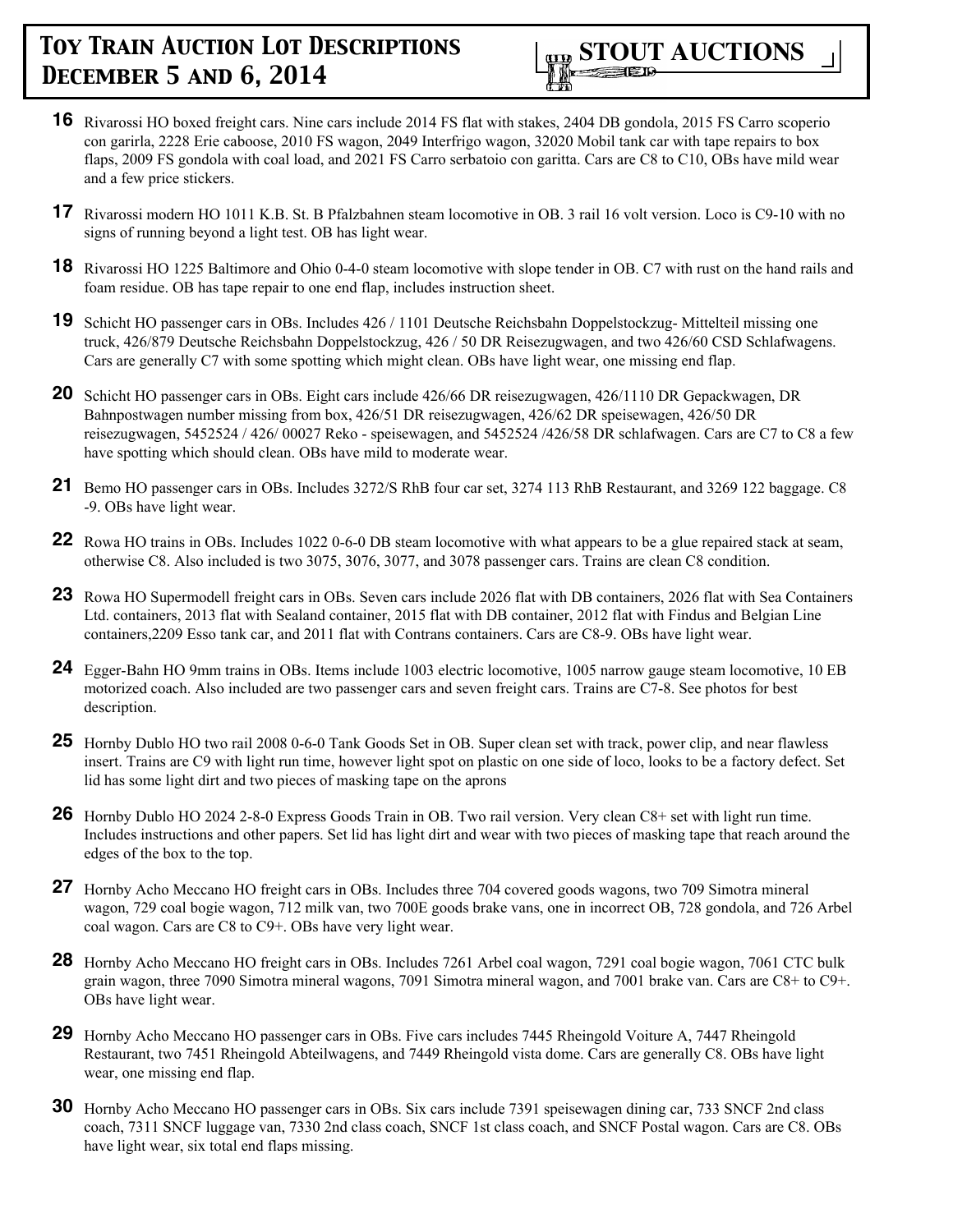**16** Rivarossi HO boxed freight cars. Nine cars include 2014 FS flat with stakes, 2404 DB gondola, 2015 FS Carro scoperio con garirla, 2228 Erie caboose, 2010 FS wagon, 2049 Interfrigo wagon, 32020 Mobil tank car with tape repairs to box flaps, 2009 FS gondola with coal load, and 2021 FS Carro serbatoio con garitta. Cars are C8 to C10, OBs have mild wear and a few price stickers.

**17** Rivarossi modern HO 1011 K.B. St. B Pfalzbahnen steam locomotive in OB. 3 rail 16 volt version. Loco is C9-10 with no signs of running beyond a light test. OB has light wear.

**18** Rivarossi HO 1225 Baltimore and Ohio 0-4-0 steam locomotive with slope tender in OB. C7 with rust on the hand rails and foam residue. OB has tape repair to one end flap, includes instruction sheet.

**19** Schicht HO passenger cars in OBs. Includes 426 / 1101 Deutsche Reichsbahn Doppelstockzug- Mittelteil missing one truck, 426/879 Deutsche Reichsbahn Doppelstockzug, 426 / 50 DR Reisezugwagen, and two 426/60 CSD Schlafwagens. Cars are generally C7 with some spotting which might clean. OBs have light wear, one missing end flap.

**20** Schicht HO passenger cars in OBs. Eight cars include 426/66 DR reisezugwagen, 426/1110 DR Gepackwagen, DR Bahnpostwagen number missing from box, 426/51 DR reisezugwagen, 426/62 DR speisewagen, 426/50 DR reisezugwagen, 5452524 / 426/ 00027 Reko - speisewagen, and 5452524 /426/58 DR schlafwagen. Cars are C7 to C8 a few have spotting which should clean. OBs have mild to moderate wear.

**21** Bemo HO passenger cars in OBs. Includes 3272/S RhB four car set, 3274 113 RhB Restaurant, and 3269 122 baggage. C8 -9. OBs have light wear.

**22** Rowa HO trains in OBs. Includes 1022 0-6-0 DB steam locomotive with what appears to be a glue repaired stack at seam, otherwise C8. Also included is two 3075, 3076, 3077, and 3078 passenger cars. Trains are clean C8 condition.

**23** Rowa HO Supermodell freight cars in OBs. Seven cars include 2026 flat with DB containers, 2026 flat with Sea Containers Ltd. containers, 2013 flat with Sealand container, 2015 flat with DB container, 2012 flat with Findus and Belgian Line containers,2209 Esso tank car, and 2011 flat with Contrans containers. Cars are C8-9. OBs have light wear.

**24** Egger-Bahn HO 9mm trains in OBs. Items include 1003 electric locomotive, 1005 narrow gauge steam locomotive, 10 EB motorized coach. Also included are two passenger cars and seven freight cars. Trains are C7-8. See photos for best description.

**25** Hornby Dublo HO two rail 2008 0-6-0 Tank Goods Set in OB. Super clean set with track, power clip, and near flawless insert. Trains are C9 with light run time, however light spot on plastic on one side of loco, looks to be a factory defect. Set lid has some light dirt and two pieces of masking tape on the aprons

**26** Hornby Dublo HO 2024 2-8-0 Express Goods Train in OB. Two rail version. Very clean C8+ set with light run time. Includes instructions and other papers. Set lid has light dirt and wear with two pieces of masking tape that reach around the edges of the box to the top.

**27** Hornby Acho Meccano HO freight cars in OBs. Includes three 704 covered goods wagons, two 709 Simotra mineral wagon, 729 coal bogie wagon, 712 milk van, two 700E goods brake vans, one in incorrect OB, 728 gondola, and 726 Arbel coal wagon. Cars are C8 to C9+. OBs have very light wear.

**28** Hornby Acho Meccano HO freight cars in OBs. Includes 7261 Arbel coal wagon, 7291 coal bogie wagon, 7061 CTC bulk grain wagon, three 7090 Simotra mineral wagons, 7091 Simotra mineral wagon, and 7001 brake van. Cars are C8+ to C9+. OBs have light wear.

**29** Hornby Acho Meccano HO passenger cars in OBs. Five cars includes 7445 Rheingold Voiture A, 7447 Rheingold Restaurant, two 7451 Rheingold Abteilwagens, and 7449 Rheingold vista dome. Cars are generally C8. OBs have light wear, one missing end flap.

**30** Hornby Acho Meccano HO passenger cars in OBs. Six cars include 7391 speisewagen dining car, 733 SNCF 2nd class coach, 7311 SNCF luggage van, 7330 2nd class coach, SNCF 1st class coach, and SNCF Postal wagon. Cars are C8. OBs have light wear, six total end flaps missing.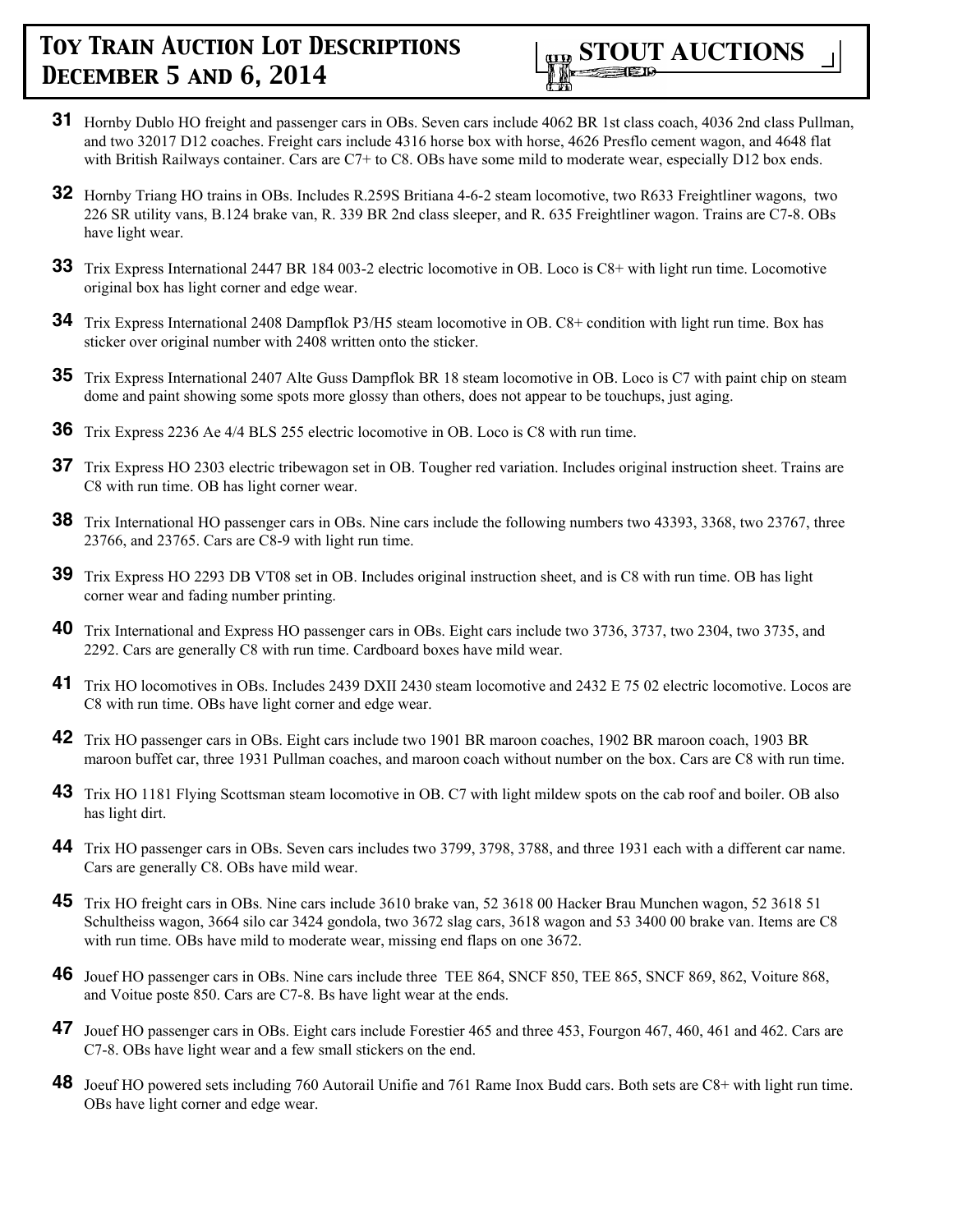**31** Hornby Dublo HO freight and passenger cars in OBs. Seven cars include 4062 BR 1st class coach, 4036 2nd class Pullman, and two 32017 D12 coaches. Freight cars include 4316 horse box with horse, 4626 Presflo cement wagon, and 4648 flat with British Railways container. Cars are C7+ to C8. OBs have some mild to moderate wear, especially D12 box ends.

**32** Hornby Triang HO trains in OBs. Includes R.259S Britiana 4-6-2 steam locomotive, two R633 Freightliner wagons, two 226 SR utility vans, B.124 brake van, R. 339 BR 2nd class sleeper, and R. 635 Freightliner wagon. Trains are C7-8. OBs have light wear.

**33** Trix Express International 2447 BR 184 003-2 electric locomotive in OB. Loco is C8+ with light run time. Locomotive original box has light corner and edge wear.

**34** Trix Express International 2408 Dampflok P3/H5 steam locomotive in OB. C8+ condition with light run time. Box has sticker over original number with 2408 written onto the sticker.

**35** Trix Express International 2407 Alte Guss Dampflok BR 18 steam locomotive in OB. Loco is C7 with paint chip on steam dome and paint showing some spots more glossy than others, does not appear to be touchups, just aging.

**36** Trix Express 2236 Ae 4/4 BLS 255 electric locomotive in OB. Loco is C8 with run time.

**37** Trix Express HO 2303 electric tribewagon set in OB. Tougher red variation. Includes original instruction sheet. Trains are C8 with run time. OB has light corner wear.

**38** Trix International HO passenger cars in OBs. Nine cars include the following numbers two 43393, 3368, two 23767, three 23766, and 23765. Cars are C8-9 with light run time.

**39** Trix Express HO 2293 DB VT08 set in OB. Includes original instruction sheet, and is C8 with run time. OB has light corner wear and fading number printing.

**40** Trix International and Express HO passenger cars in OBs. Eight cars include two 3736, 3737, two 2304, two 3735, and 2292. Cars are generally C8 with run time. Cardboard boxes have mild wear.

**41** Trix HO locomotives in OBs. Includes 2439 DXII 2430 steam locomotive and 2432 E 75 02 electric locomotive. Locos are C8 with run time. OBs have light corner and edge wear.

**42** Trix HO passenger cars in OBs. Eight cars include two 1901 BR maroon coaches, 1902 BR maroon coach, 1903 BR maroon buffet car, three 1931 Pullman coaches, and maroon coach without number on the box. Cars are C8 with run time.

**43** Trix HO 1181 Flying Scottsman steam locomotive in OB. C7 with light mildew spots on the cab roof and boiler. OB also has light dirt.

**44** Trix HO passenger cars in OBs. Seven cars includes two 3799, 3798, 3788, and three 1931 each with a different car name. Cars are generally C8. OBs have mild wear.

**45** Trix HO freight cars in OBs. Nine cars include 3610 brake van, 52 3618 00 Hacker Brau Munchen wagon, 52 3618 51 Schultheiss wagon, 3664 silo car 3424 gondola, two 3672 slag cars, 3618 wagon and 53 3400 00 brake van. Items are C8 with run time. OBs have mild to moderate wear, missing end flaps on one 3672.

**46** Jouef HO passenger cars in OBs. Nine cars include three TEE 864, SNCF 850, TEE 865, SNCF 869, 862, Voiture 868, and Voitue poste 850. Cars are C7-8. Bs have light wear at the ends.

**47** Jouef HO passenger cars in OBs. Eight cars include Forestier 465 and three 453, Fourgon 467, 460, 461 and 462. Cars are C7-8. OBs have light wear and a few small stickers on the end.

**48** Joeuf HO powered sets including 760 Autorail Unifie and 761 Rame Inox Budd cars. Both sets are C8+ with light run time. OBs have light corner and edge wear.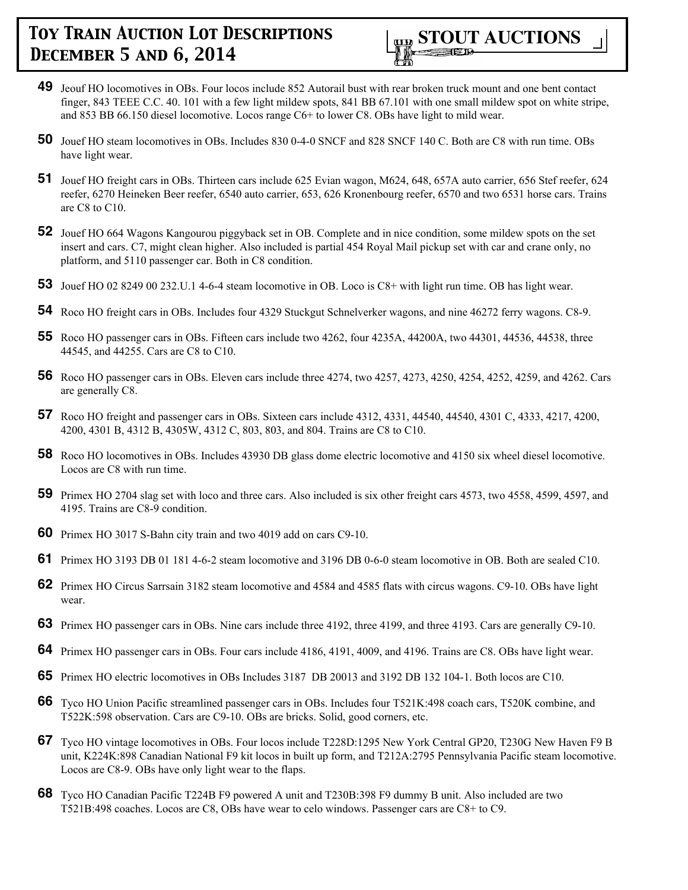**49** Jeouf HO locomotives in OBs. Four locos include 852 Autorail bust with rear broken truck mount and one bent contact finger, 843 TEEE C.C. 40. 101 with a few light mildew spots, 841 BB 67.101 with one small mildew spot on white stripe, and 853 BB 66.150 diesel locomotive. Locos range C6+ to lower C8. OBs have light to mild wear.

**50** Jouef HO steam locomotives in OBs. Includes 830 0-4-0 SNCF and 828 SNCF 140 C. Both are C8 with run time. OBs have light wear.

**51** Jouef HO freight cars in OBs. Thirteen cars include 625 Evian wagon, M624, 648, 657A auto carrier, 656 Stef reefer, 624 reefer, 6270 Heineken Beer reefer, 6540 auto carrier, 653, 626 Kronenbourg reefer, 6570 and two 6531 horse cars. Trains are C8 to C10.

**52** Jouef HO 664 Wagons Kangourou piggyback set in OB. Complete and in nice condition, some mildew spots on the set insert and cars. C7, might clean higher. Also included is partial 454 Royal Mail pickup set with car and crane only, no platform, and 5110 passenger car. Both in C8 condition.

**53** Jouef HO 02 8249 00 232.U.1 4-6-4 steam locomotive in OB. Loco is C8+ with light run time. OB has light wear.

**54** Roco HO freight cars in OBs. Includes four 4329 Stuckgut Schnelverker wagons, and nine 46272 ferry wagons. C8-9.

**55** Roco HO passenger cars in OBs. Fifteen cars include two 4262, four 4235A, 44200A, two 44301, 44536, 44538, three 44545, and 44255. Cars are C8 to C10.

**56** Roco HO passenger cars in OBs. Eleven cars include three 4274, two 4257, 4273, 4250, 4254, 4252, 4259, and 4262. Cars are generally C8.

**57** Roco HO freight and passenger cars in OBs. Sixteen cars include 4312, 4331, 44540, 44540, 4301 C, 4333, 4217, 4200, 4200, 4301 B, 4312 B, 4305W, 4312 C, 803, 803, and 804. Trains are C8 to C10.

**58** Roco HO locomotives in OBs. Includes 43930 DB glass dome electric locomotive and 4150 six wheel diesel locomotive. Locos are C8 with run time.

**59** Primex HO 2704 slag set with loco and three cars. Also included is six other freight cars 4573, two 4558, 4599, 4597, and 4195. Trains are C8-9 condition.

**60** Primex HO 3017 S-Bahn city train and two 4019 add on cars C9-10.

**61** Primex HO 3193 DB 01 181 4-6-2 steam locomotive and 3196 DB 0-6-0 steam locomotive in OB. Both are sealed C10.

**62** Primex HO Circus Sarrsain 3182 steam locomotive and 4584 and 4585 flats with circus wagons. C9-10. OBs have light wear.

**63** Primex HO passenger cars in OBs. Nine cars include three 4192, three 4199, and three 4193. Cars are generally C9-10.

**64** Primex HO passenger cars in OBs. Four cars include 4186, 4191, 4009, and 4196. Trains are C8. OBs have light wear.

**65** Primex HO electric locomotives in OBs Includes 3187 DB 20013 and 3192 DB 132 104-1. Both locos are C10.

**66** Tyco HO Union Pacific streamlined passenger cars in OBs. Includes four T521K:498 coach cars, T520K combine, and T522K:598 observation. Cars are C9-10. OBs are bricks. Solid, good corners, etc.

**67** Tyco HO vintage locomotives in OBs. Four locos include T228D:1295 New York Central GP20, T230G New Haven F9 B unit, K224K:898 Canadian National F9 kit locos in built up form, and T212A:2795 Pennsylvania Pacific steam locomotive. Locos are C8-9. OBs have only light wear to the flaps.

**68** Tyco HO Canadian Pacific T224B F9 powered A unit and T230B:398 F9 dummy B unit. Also included are two T521B:498 coaches. Locos are C8, OBs have wear to celo windows. Passenger cars are C8+ to C9.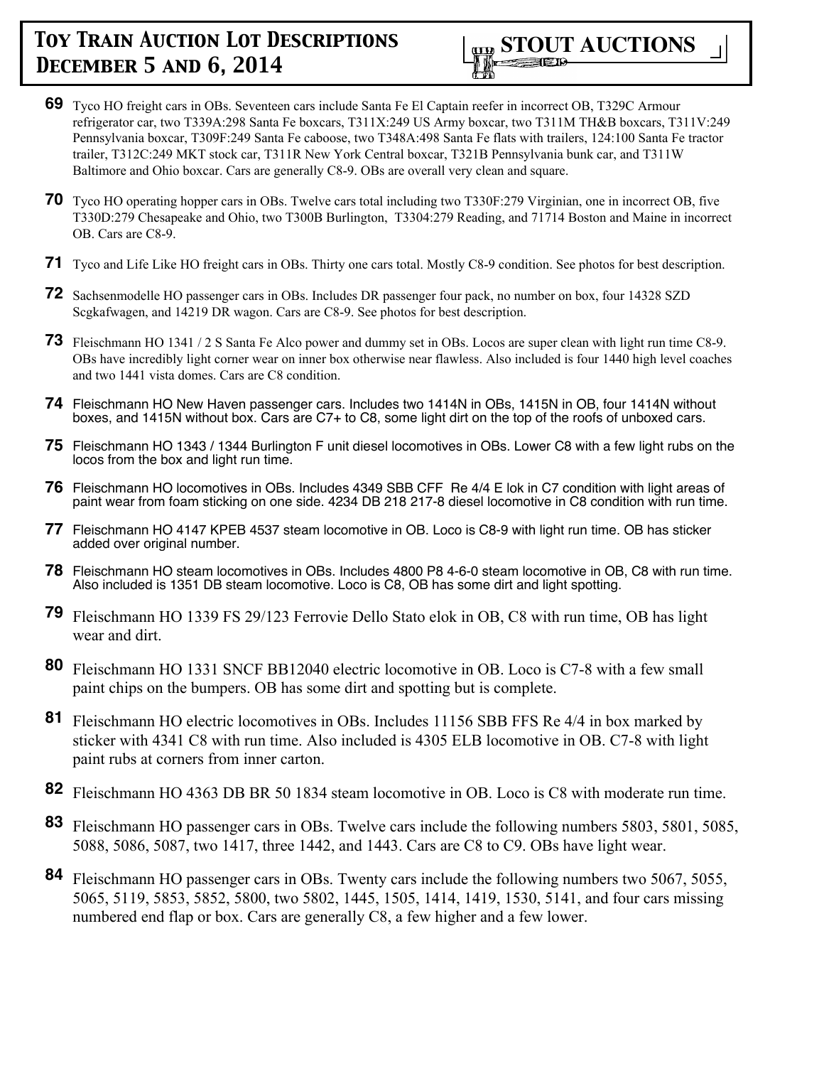**69** Tyco HO freight cars in OBs. Seventeen cars include Santa Fe El Captain reefer in incorrect OB, T329C Armour refrigerator car, two T339A:298 Santa Fe boxcars, T311X:249 US Army boxcar, two T311M TH&B boxcars, T311V:249 Pennsylvania boxcar, T309F:249 Santa Fe caboose, two T348A:498 Santa Fe flats with trailers, 124:100 Santa Fe tractor trailer, T312C:249 MKT stock car, T311R New York Central boxcar, T321B Pennsylvania bunk car, and T311W Baltimore and Ohio boxcar. Cars are generally C8-9. OBs are overall very clean and square.

**70** Tyco HO operating hopper cars in OBs. Twelve cars total including two T330F:279 Virginian, one in incorrect OB, five T330D:279 Chesapeake and Ohio, two T300B Burlington, T3304:279 Reading, and 71714 Boston and Maine in incorrect OB. Cars are C8-9.

**71** Tyco and Life Like HO freight cars in OBs. Thirty one cars total. Mostly C8-9 condition. See photos for best description.

**72** Sachsenmodelle HO passenger cars in OBs. Includes DR passenger four pack, no number on box, four 14328 SZD Scgkafwagen, and 14219 DR wagon. Cars are C8-9. See photos for best description.

**73** Fleischmann HO 1341 / 2 S Santa Fe Alco power and dummy set in OBs. Locos are super clean with light run time C8-9. OBs have incredibly light corner wear on inner box otherwise near flawless. Also included is four 1440 high level coaches and two 1441 vista domes. Cars are C8 condition.

**74** Fleischmann HO New Haven passenger cars. Includes two 1414N in OBs, 1415N in OB, four 1414N without boxes, and 1415N without box. Cars are C7+ to C8, some light dirt on the top of the roofs of unboxed cars.

**75** Fleischmann HO 1343 / 1344 Burlington F unit diesel locomotives in OBs. Lower C8 with a few light rubs on the locos from the box and light run time.

**76** Fleischmann HO locomotives in OBs. Includes 4349 SBB CFF Re 4/4 E lok in C7 condition with light areas of paint wear from foam sticking on one side. 4234 DB 218 217-8 diesel locomotive in C8 condition with run time.

**77** Fleischmann HO 4147 KPEB 4537 steam locomotive in OB. Loco is C8-9 with light run time. OB has sticker added over original number.

**78** Fleischmann HO steam locomotives in OBs. Includes 4800 P8 4-6-0 steam locomotive in OB, C8 with run time. Also included is 1351 DB steam locomotive. Loco is C8, OB has some dirt and light spotting.

**79** Fleischmann HO 1339 FS 29/123 Ferrovie Dello Stato elok in OB, C8 with run time, OB has light wear and dirt.

**80** Fleischmann HO 1331 SNCF BB12040 electric locomotive in OB. Loco is C7-8 with a few small paint chips on the bumpers. OB has some dirt and spotting but is complete.

**81** Fleischmann HO electric locomotives in OBs. Includes 11156 SBB FFS Re 4/4 in box marked by sticker with 4341 C8 with run time. Also included is 4305 ELB locomotive in OB. C7-8 with light paint rubs at corners from inner carton.

**82** Fleischmann HO 4363 DB BR 50 1834 steam locomotive in OB. Loco is C8 with moderate run time.

**83** Fleischmann HO passenger cars in OBs. Twelve cars include the following numbers 5803, 5801, 5085, 5088, 5086, 5087, two 1417, three 1442, and 1443. Cars are C8 to C9. OBs have light wear.

**84** Fleischmann HO passenger cars in OBs. Twenty cars include the following numbers two 5067, 5055, 5065, 5119, 5853, 5852, 5800, two 5802, 1445, 1505, 1414, 1419, 1530, 5141, and four cars missing numbered end flap or box. Cars are generally C8, a few higher and a few lower.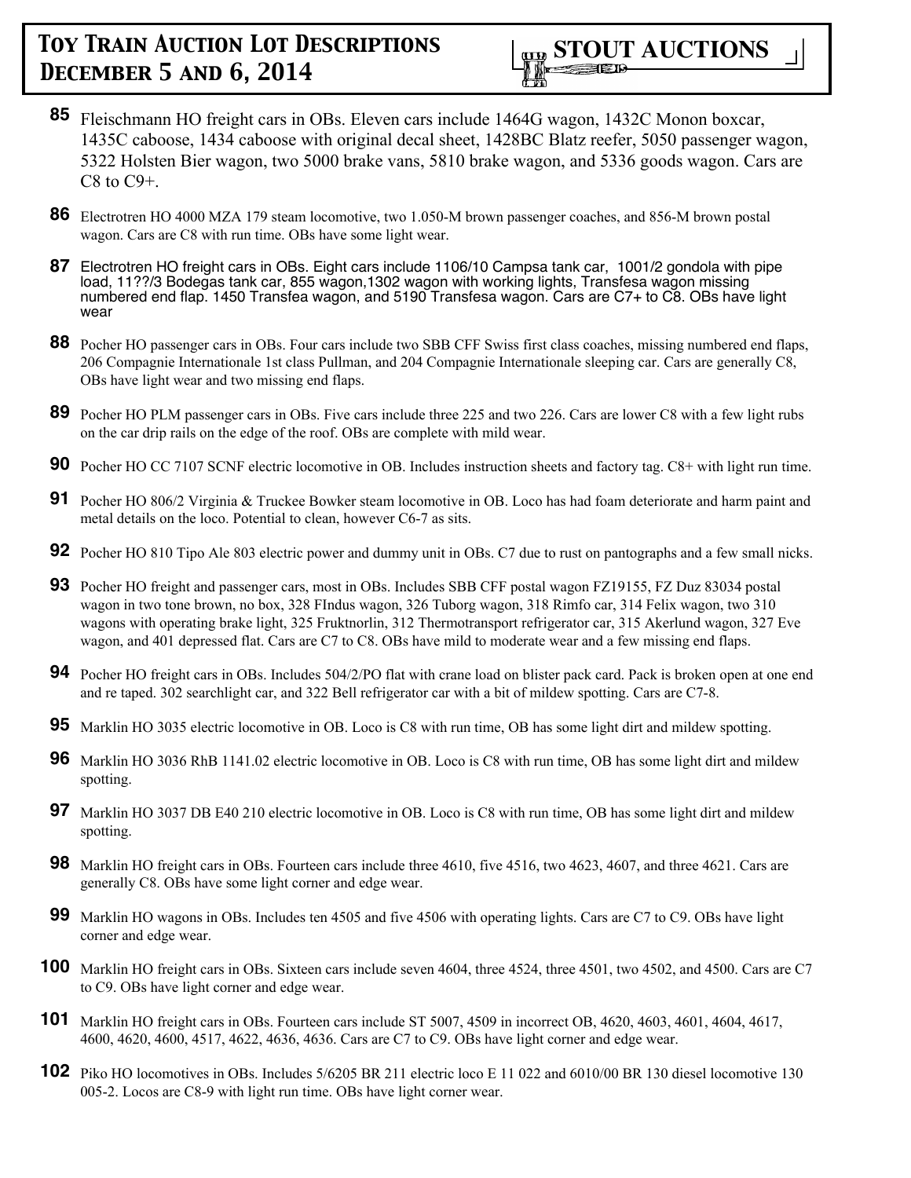**85** Fleischmann HO freight cars in OBs. Eleven cars include 1464G wagon, 1432C Monon boxcar, 1435C caboose, 1434 caboose with original decal sheet, 1428BC Blatz reefer, 5050 passenger wagon, 5322 Holsten Bier wagon, two 5000 brake vans, 5810 brake wagon, and 5336 goods wagon. Cars are C8 to C9+.

**86** Electrotren HO 4000 MZA 179 steam locomotive, two 1.050-M brown passenger coaches, and 856-M brown postal wagon. Cars are C8 with run time. OBs have some light wear.

**87** Electrotren HO freight cars in OBs. Eight cars include 1106/10 Campsa tank car, 1001/2 gondola with pipe load, 11??/3 Bodegas tank car, 855 wagon,1302 wagon with working lights, Transfesa wagon missing numbered end flap. 1450 Transfea wagon, and 5190 Transfesa wagon. Cars are C7+ to C8. OBs have light wear

**88** Pocher HO passenger cars in OBs. Four cars include two SBB CFF Swiss first class coaches, missing numbered end flaps, 206 Compagnie Internationale 1st class Pullman, and 204 Compagnie Internationale sleeping car. Cars are generally C8, OBs have light wear and two missing end flaps.

**89** Pocher HO PLM passenger cars in OBs. Five cars include three 225 and two 226. Cars are lower C8 with a few light rubs on the car drip rails on the edge of the roof. OBs are complete with mild wear.

**90** Pocher HO CC 7107 SCNF electric locomotive in OB. Includes instruction sheets and factory tag. C8+ with light run time.

**91** Pocher HO 806/2 Virginia & Truckee Bowker steam locomotive in OB. Loco has had foam deteriorate and harm paint and metal details on the loco. Potential to clean, however C6-7 as sits.

**92** Pocher HO 810 Tipo Ale 803 electric power and dummy unit in OBs. C7 due to rust on pantographs and a few small nicks.

**93** Pocher HO freight and passenger cars, most in OBs. Includes SBB CFF postal wagon FZ19155, FZ Duz 83034 postal wagon in two tone brown, no box, 328 FIndus wagon, 326 Tuborg wagon, 318 Rimfo car, 314 Felix wagon, two 310 wagons with operating brake light, 325 Fruktnorlin, 312 Thermotransport refrigerator car, 315 Akerlund wagon, 327 Eve wagon, and 401 depressed flat. Cars are C7 to C8. OBs have mild to moderate wear and a few missing end flaps.

**94** Pocher HO freight cars in OBs. Includes 504/2/PO flat with crane load on blister pack card. Pack is broken open at one end and re taped. 302 searchlight car, and 322 Bell refrigerator car with a bit of mildew spotting. Cars are C7-8.

**95** Marklin HO 3035 electric locomotive in OB. Loco is C8 with run time, OB has some light dirt and mildew spotting.

**96** Marklin HO 3036 RhB 1141.02 electric locomotive in OB. Loco is C8 with run time, OB has some light dirt and mildew spotting.

**97** Marklin HO 3037 DB E40 210 electric locomotive in OB. Loco is C8 with run time, OB has some light dirt and mildew spotting.

**98** Marklin HO freight cars in OBs. Fourteen cars include three 4610, five 4516, two 4623, 4607, and three 4621. Cars are generally C8. OBs have some light corner and edge wear.

**99** Marklin HO wagons in OBs. Includes ten 4505 and five 4506 with operating lights. Cars are C7 to C9. OBs have light corner and edge wear.

**100** Marklin HO freight cars in OBs. Sixteen cars include seven 4604, three 4524, three 4501, two 4502, and 4500. Cars are C7 to C9. OBs have light corner and edge wear.

**101** Marklin HO freight cars in OBs. Fourteen cars include ST 5007, 4509 in incorrect OB, 4620, 4603, 4601, 4604, 4617, 4600, 4620, 4600, 4517, 4622, 4636, 4636. Cars are C7 to C9. OBs have light corner and edge wear.

**102** Piko HO locomotives in OBs. Includes 5/6205 BR 211 electric loco E 11 022 and 6010/00 BR 130 diesel locomotive 130 005-2. Locos are C8-9 with light run time. OBs have light corner wear.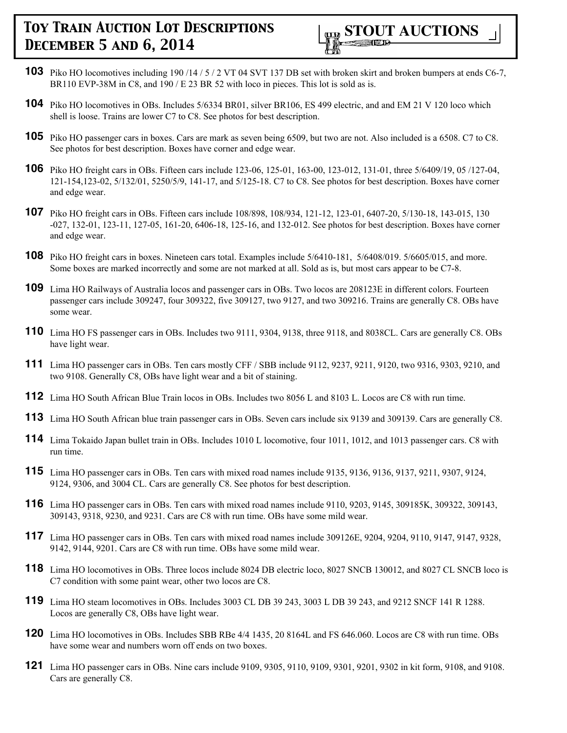**103** Piko HO locomotives including 190 /14 / 5 / 2 VT 04 SVT 137 DB set with broken skirt and broken bumpers at ends C6-7, BR110 EVP-38M in C8, and 190 / E 23 BR 52 with loco in pieces. This lot is sold as is.

**104** Piko HO locomotives in OBs. Includes 5/6334 BR01, silver BR106, ES 499 electric, and and EM 21 V 120 loco which shell is loose. Trains are lower C7 to C8. See photos for best description.

**105** Piko HO passenger cars in boxes. Cars are mark as seven being 6509, but two are not. Also included is a 6508. C7 to C8. See photos for best description. Boxes have corner and edge wear.

**106** Piko HO freight cars in OBs. Fifteen cars include 123-06, 125-01, 163-00, 123-012, 131-01, three 5/6409/19, 05 /127-04, 121-154,123-02, 5/132/01, 5250/5/9, 141-17, and 5/125-18. C7 to C8. See photos for best description. Boxes have corner and edge wear.

**107** Piko HO freight cars in OBs. Fifteen cars include 108/898, 108/934, 121-12, 123-01, 6407-20, 5/130-18, 143-015, 130 -027, 132-01, 123-11, 127-05, 161-20, 6406-18, 125-16, and 132-012. See photos for best description. Boxes have corner and edge wear.

**108** Piko HO freight cars in boxes. Nineteen cars total. Examples include 5/6410-181, 5/6408/019. 5/6605/015, and more. Some boxes are marked incorrectly and some are not marked at all. Sold as is, but most cars appear to be C7-8.

**109** Lima HO Railways of Australia locos and passenger cars in OBs. Two locos are 208123E in different colors. Fourteen passenger cars include 309247, four 309322, five 309127, two 9127, and two 309216. Trains are generally C8. OBs have some wear.

**110** Lima HO FS passenger cars in OBs. Includes two 9111, 9304, 9138, three 9118, and 8038CL. Cars are generally C8. OBs have light wear.

**111** Lima HO passenger cars in OBs. Ten cars mostly CFF / SBB include 9112, 9237, 9211, 9120, two 9316, 9303, 9210, and two 9108. Generally C8, OBs have light wear and a bit of staining.

**112** Lima HO South African Blue Train locos in OBs. Includes two 8056 L and 8103 L. Locos are C8 with run time.

**113** Lima HO South African blue train passenger cars in OBs. Seven cars include six 9139 and 309139. Cars are generally C8.

**114** Lima Tokaido Japan bullet train in OBs. Includes 1010 L locomotive, four 1011, 1012, and 1013 passenger cars. C8 with run time.

**115** Lima HO passenger cars in OBs. Ten cars with mixed road names include 9135, 9136, 9136, 9137, 9211, 9307, 9124, 9124, 9306, and 3004 CL. Cars are generally C8. See photos for best description.

**116** Lima HO passenger cars in OBs. Ten cars with mixed road names include 9110, 9203, 9145, 309185K, 309322, 309143, 309143, 9318, 9230, and 9231. Cars are C8 with run time. OBs have some mild wear.

**117** Lima HO passenger cars in OBs. Ten cars with mixed road names include 309126E, 9204, 9204, 9110, 9147, 9147, 9328, 9142, 9144, 9201. Cars are C8 with run time. OBs have some mild wear.

**118** Lima HO locomotives in OBs. Three locos include 8024 DB electric loco, 8027 SNCB 130012, and 8027 CL SNCB loco is C7 condition with some paint wear, other two locos are C8.

**119** Lima HO steam locomotives in OBs. Includes 3003 CL DB 39 243, 3003 L DB 39 243, and 9212 SNCF 141 R 1288. Locos are generally C8, OBs have light wear.

**120** Lima HO locomotives in OBs. Includes SBB RBe 4/4 1435, 20 8164L and FS 646.060. Locos are C8 with run time. OBs have some wear and numbers worn off ends on two boxes.

**121** Lima HO passenger cars in OBs. Nine cars include 9109, 9305, 9110, 9109, 9301, 9201, 9302 in kit form, 9108, and 9108. Cars are generally C8.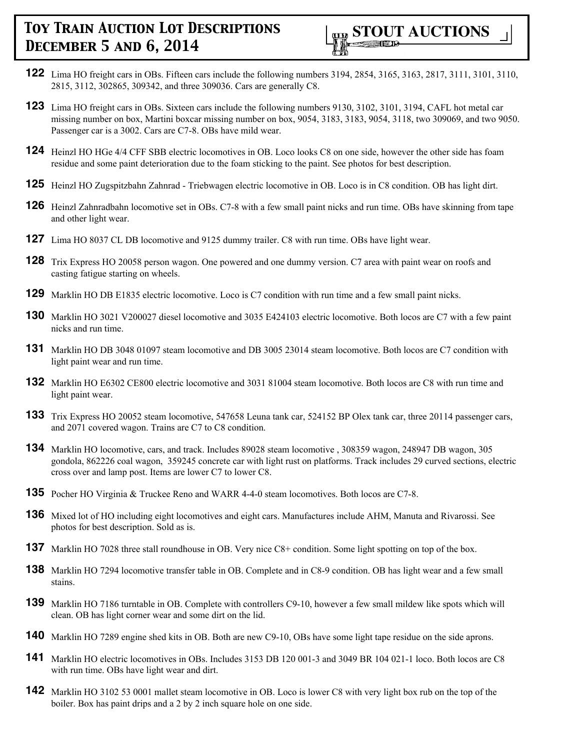# Toy Train Auction Lot Descriptions December 5 and 6, 2014

STOUT AUCTIONS

**122** Lima HO freight cars in OBs. Fifteen cars include the following numbers 3194, 2854, 3165, 3163, 2817, 3111, 3101, 3110, 2815, 3112, 302865, 309342, and three 309036. Cars are generally C8.

**123** Lima HO freight cars in OBs. Sixteen cars include the following numbers 9130, 3102, 3101, 3194, CAFL hot metal car missing number on box, Martini boxcar missing number on box, 9054, 3183, 3183, 9054, 3118, two 309069, and two 9050. Passenger car is a 3002. Cars are C7-8. OBs have mild wear.

**124** Heinzl HO HGe 4/4 CFF SBB electric locomotives in OB. Loco looks C8 on one side, however the other side has foam residue and some paint deterioration due to the foam sticking to the paint. See photos for best description.

**125** Heinzl HO Zugspitzbahn Zahnrad - Triebwagen electric locomotive in OB. Loco is in C8 condition. OB has light dirt.

**126** Heinzl Zahnradbahn locomotive set in OBs. C7-8 with a few small paint nicks and run time. OBs have skinning from tape and other light wear.

**127** Lima HO 8037 CL DB locomotive and 9125 dummy trailer. C8 with run time. OBs have light wear.

**128** Trix Express HO 20058 person wagon. One powered and one dummy version. C7 area with paint wear on roofs and casting fatigue starting on wheels.

**129** Marklin HO DB E1835 electric locomotive. Loco is C7 condition with run time and a few small paint nicks.

**130** Marklin HO 3021 V200027 diesel locomotive and 3035 E424103 electric locomotive. Both locos are C7 with a few paint nicks and run time.

**131** Marklin HO DB 3048 01097 steam locomotive and DB 3005 23014 steam locomotive. Both locos are C7 condition with light paint wear and run time.

**132** Marklin HO E6302 CE800 electric locomotive and 3031 81004 steam locomotive. Both locos are C8 with run time and light paint wear.

**133** Trix Express HO 20052 steam locomotive, 547658 Leuna tank car, 524152 BP Olex tank car, three 20114 passenger cars, and 2071 covered wagon. Trains are C7 to C8 condition.

**134** Marklin HO locomotive, cars, and track. Includes 89028 steam locomotive , 308359 wagon, 248947 DB wagon, 305 gondola, 862226 coal wagon, 359245 concrete car with light rust on platforms. Track includes 29 curved sections, electric cross over and lamp post. Items are lower C7 to lower C8.

**135** Pocher HO Virginia & Truckee Reno and WARR 4-4-0 steam locomotives. Both locos are C7-8.

**136** Mixed lot of HO including eight locomotives and eight cars. Manufactures include AHM, Manuta and Rivarossi. See photos for best description. Sold as is.

**137** Marklin HO 7028 three stall roundhouse in OB. Very nice C8+ condition. Some light spotting on top of the box.

**138** Marklin HO 7294 locomotive transfer table in OB. Complete and in C8-9 condition. OB has light wear and a few small stains.

**139** Marklin HO 7186 turntable in OB. Complete with controllers C9-10, however a few small mildew like spots which will clean. OB has light corner wear and some dirt on the lid.

**140** Marklin HO 7289 engine shed kits in OB. Both are new C9-10, OBs have some light tape residue on the side aprons.

**141** Marklin HO electric locomotives in OBs. Includes 3153 DB 120 001-3 and 3049 BR 104 021-1 loco. Both locos are C8 with run time. OBs have light wear and dirt.

**142** Marklin HO 3102 53 0001 mallet steam locomotive in OB. Loco is lower C8 with very light box rub on the top of the boiler. Box has paint drips and a 2 by 2 inch square hole on one side.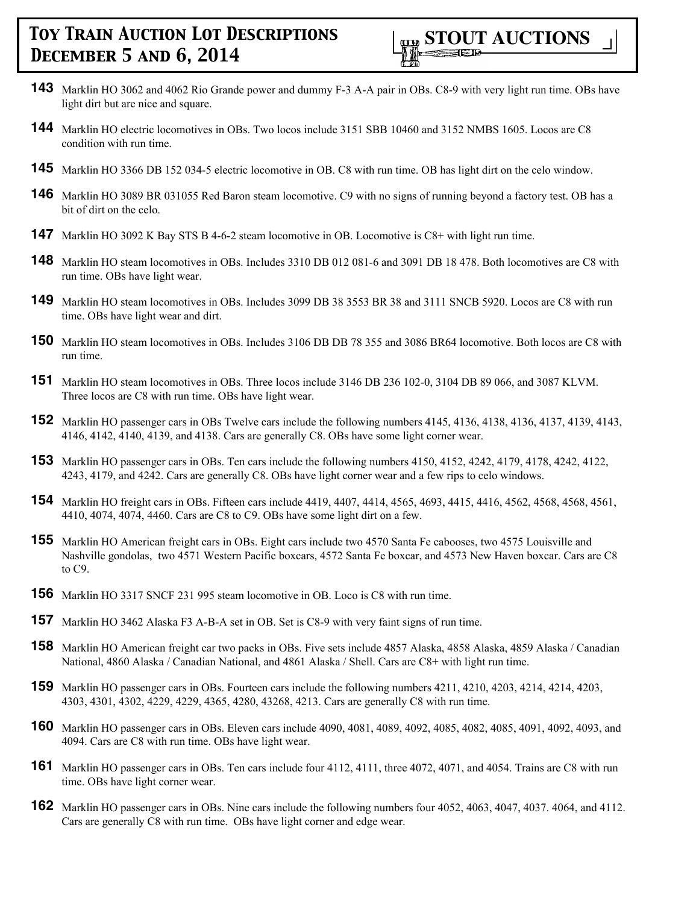**143** Marklin HO 3062 and 4062 Rio Grande power and dummy F-3 A-A pair in OBs. C8-9 with very light run time. OBs have light dirt but are nice and square.

**144** Marklin HO electric locomotives in OBs. Two locos include 3151 SBB 10460 and 3152 NMBS 1605. Locos are C8 condition with run time.

**145** Marklin HO 3366 DB 152 034-5 electric locomotive in OB. C8 with run time. OB has light dirt on the celo window.

**146** Marklin HO 3089 BR 031055 Red Baron steam locomotive. C9 with no signs of running beyond a factory test. OB has a bit of dirt on the celo.

**147** Marklin HO 3092 K Bay STS B 4-6-2 steam locomotive in OB. Locomotive is C8+ with light run time.

**148** Marklin HO steam locomotives in OBs. Includes 3310 DB 012 081-6 and 3091 DB 18 478. Both locomotives are C8 with run time. OBs have light wear.

**149** Marklin HO steam locomotives in OBs. Includes 3099 DB 38 3553 BR 38 and 3111 SNCB 5920. Locos are C8 with run time. OBs have light wear and dirt.

**150** Marklin HO steam locomotives in OBs. Includes 3106 DB DB 78 355 and 3086 BR64 locomotive. Both locos are C8 with run time.

**151** Marklin HO steam locomotives in OBs. Three locos include 3146 DB 236 102-0, 3104 DB 89 066, and 3087 KLVM. Three locos are C8 with run time. OBs have light wear.

**152** Marklin HO passenger cars in OBs Twelve cars include the following numbers 4145, 4136, 4138, 4136, 4137, 4139, 4143, 4146, 4142, 4140, 4139, and 4138. Cars are generally C8. OBs have some light corner wear.

**153** Marklin HO passenger cars in OBs. Ten cars include the following numbers 4150, 4152, 4242, 4179, 4178, 4242, 4122, 4243, 4179, and 4242. Cars are generally C8. OBs have light corner wear and a few rips to celo windows.

**154** Marklin HO freight cars in OBs. Fifteen cars include 4419, 4407, 4414, 4565, 4693, 4415, 4416, 4562, 4568, 4568, 4561, 4410, 4074, 4074, 4460. Cars are C8 to C9. OBs have some light dirt on a few.

**155** Marklin HO American freight cars in OBs. Eight cars include two 4570 Santa Fe cabooses, two 4575 Louisville and Nashville gondolas, two 4571 Western Pacific boxcars, 4572 Santa Fe boxcar, and 4573 New Haven boxcar. Cars are C8 to C9.

**156** Marklin HO 3317 SNCF 231 995 steam locomotive in OB. Loco is C8 with run time.

**157** Marklin HO 3462 Alaska F3 A-B-A set in OB. Set is C8-9 with very faint signs of run time.

**158** Marklin HO American freight car two packs in OBs. Five sets include 4857 Alaska, 4858 Alaska, 4859 Alaska / Canadian National, 4860 Alaska / Canadian National, and 4861 Alaska / Shell. Cars are C8+ with light run time.

**159** Marklin HO passenger cars in OBs. Fourteen cars include the following numbers 4211, 4210, 4203, 4214, 4214, 4203, 4303, 4301, 4302, 4229, 4229, 4365, 4280, 43268, 4213. Cars are generally C8 with run time.

**160** Marklin HO passenger cars in OBs. Eleven cars include 4090, 4081, 4089, 4092, 4085, 4082, 4085, 4091, 4092, 4093, and 4094. Cars are C8 with run time. OBs have light wear.

**161** Marklin HO passenger cars in OBs. Ten cars include four 4112, 4111, three 4072, 4071, and 4054. Trains are C8 with run time. OBs have light corner wear.

**162** Marklin HO passenger cars in OBs. Nine cars include the following numbers four 4052, 4063, 4047, 4037. 4064, and 4112. Cars are generally C8 with run time. OBs have light corner and edge wear.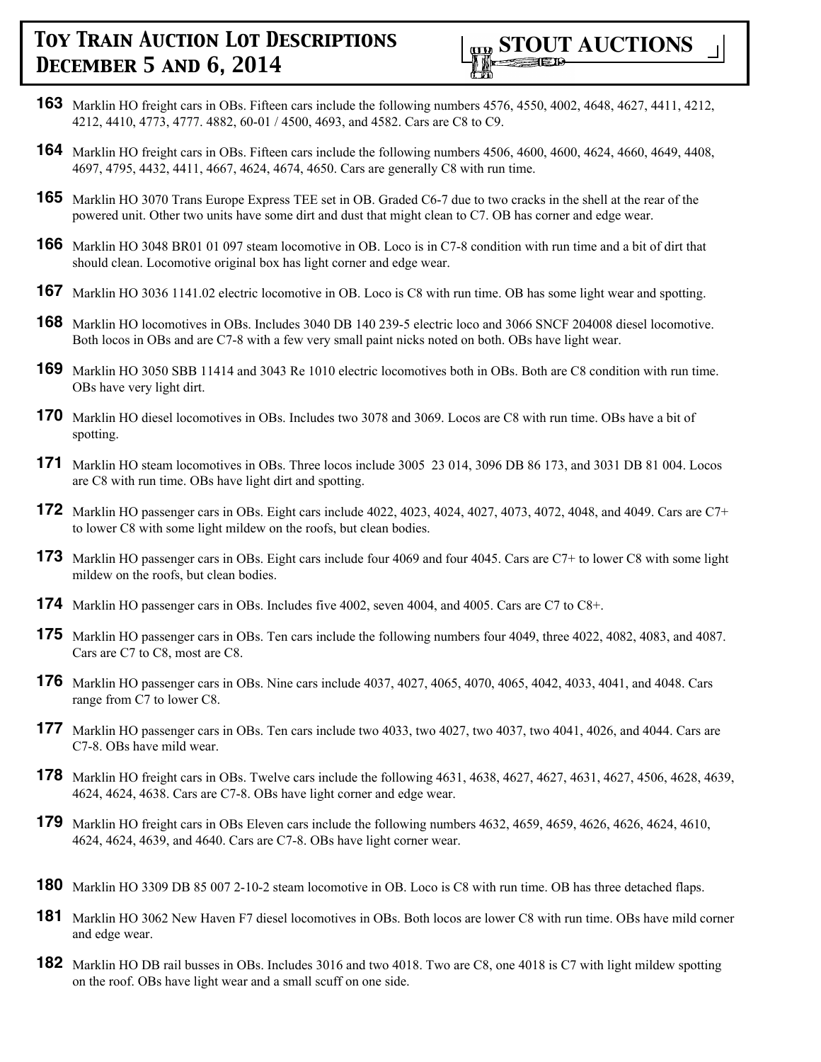**163** Marklin HO freight cars in OBs. Fifteen cars include the following numbers 4576, 4550, 4002, 4648, 4627, 4411, 4212, 4212, 4410, 4773, 4777. 4882, 60-01 / 4500, 4693, and 4582. Cars are C8 to C9.

**164** Marklin HO freight cars in OBs. Fifteen cars include the following numbers 4506, 4600, 4600, 4624, 4660, 4649, 4408, 4697, 4795, 4432, 4411, 4667, 4624, 4674, 4650. Cars are generally C8 with run time.

**165** Marklin HO 3070 Trans Europe Express TEE set in OB. Graded C6-7 due to two cracks in the shell at the rear of the powered unit. Other two units have some dirt and dust that might clean to C7. OB has corner and edge wear.

**166** Marklin HO 3048 BR01 01 097 steam locomotive in OB. Loco is in C7-8 condition with run time and a bit of dirt that should clean. Locomotive original box has light corner and edge wear.

**167** Marklin HO 3036 1141.02 electric locomotive in OB. Loco is C8 with run time. OB has some light wear and spotting.

**168** Marklin HO locomotives in OBs. Includes 3040 DB 140 239-5 electric loco and 3066 SNCF 204008 diesel locomotive. Both locos in OBs and are C7-8 with a few very small paint nicks noted on both. OBs have light wear.

**169** Marklin HO 3050 SBB 11414 and 3043 Re 1010 electric locomotives both in OBs. Both are C8 condition with run time. OBs have very light dirt.

**170** Marklin HO diesel locomotives in OBs. Includes two 3078 and 3069. Locos are C8 with run time. OBs have a bit of spotting.

**171** Marklin HO steam locomotives in OBs. Three locos include 3005 23 014, 3096 DB 86 173, and 3031 DB 81 004. Locos are C8 with run time. OBs have light dirt and spotting.

**172** Marklin HO passenger cars in OBs. Eight cars include 4022, 4023, 4024, 4027, 4073, 4072, 4048, and 4049. Cars are C7+ to lower C8 with some light mildew on the roofs, but clean bodies.

**173** Marklin HO passenger cars in OBs. Eight cars include four 4069 and four 4045. Cars are C7+ to lower C8 with some light mildew on the roofs, but clean bodies.

**174** Marklin HO passenger cars in OBs. Includes five 4002, seven 4004, and 4005. Cars are C7 to C8+.

**175** Marklin HO passenger cars in OBs. Ten cars include the following numbers four 4049, three 4022, 4082, 4083, and 4087. Cars are C7 to C8, most are C8.

**176** Marklin HO passenger cars in OBs. Nine cars include 4037, 4027, 4065, 4070, 4065, 4042, 4033, 4041, and 4048. Cars range from C7 to lower C8.

**177** Marklin HO passenger cars in OBs. Ten cars include two 4033, two 4027, two 4037, two 4041, 4026, and 4044. Cars are C7-8. OBs have mild wear.

**178** Marklin HO freight cars in OBs. Twelve cars include the following 4631, 4638, 4627, 4627, 4631, 4627, 4506, 4628, 4639, 4624, 4624, 4638. Cars are C7-8. OBs have light corner and edge wear.

**179** Marklin HO freight cars in OBs Eleven cars include the following numbers 4632, 4659, 4659, 4626, 4626, 4624, 4610, 4624, 4624, 4639, and 4640. Cars are C7-8. OBs have light corner wear.

**180** Marklin HO 3309 DB 85 007 2-10-2 steam locomotive in OB. Loco is C8 with run time. OB has three detached flaps.

**181** Marklin HO 3062 New Haven F7 diesel locomotives in OBs. Both locos are lower C8 with run time. OBs have mild corner and edge wear.

**182** Marklin HO DB rail busses in OBs. Includes 3016 and two 4018. Two are C8, one 4018 is C7 with light mildew spotting on the roof. OBs have light wear and a small scuff on one side.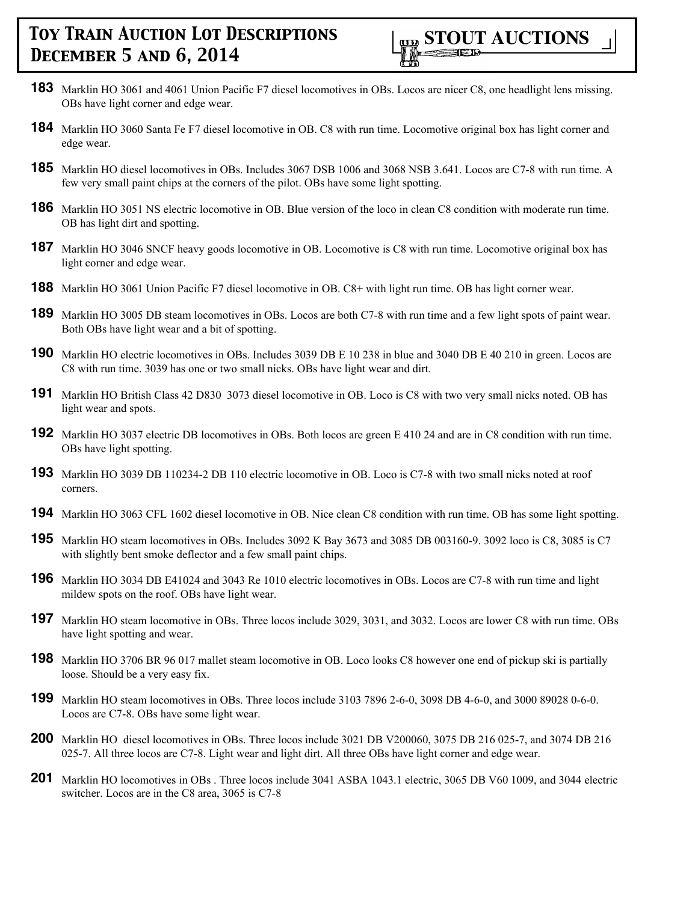**183** Marklin HO 3061 and 4061 Union Pacific F7 diesel locomotives in OBs. Locos are nicer C8, one headlight lens missing. OBs have light corner and edge wear.

**184** Marklin HO 3060 Santa Fe F7 diesel locomotive in OB. C8 with run time. Locomotive original box has light corner and edge wear.

**185** Marklin HO diesel locomotives in OBs. Includes 3067 DSB 1006 and 3068 NSB 3.641. Locos are C7-8 with run time. A few very small paint chips at the corners of the pilot. OBs have some light spotting.

**186** Marklin HO 3051 NS electric locomotive in OB. Blue version of the loco in clean C8 condition with moderate run time. OB has light dirt and spotting.

**187** Marklin HO 3046 SNCF heavy goods locomotive in OB. Locomotive is C8 with run time. Locomotive original box has light corner and edge wear.

**188** Marklin HO 3061 Union Pacific F7 diesel locomotive in OB. C8+ with light run time. OB has light corner wear.

**189** Marklin HO 3005 DB steam locomotives in OBs. Locos are both C7-8 with run time and a few light spots of paint wear. Both OBs have light wear and a bit of spotting.

**190** Marklin HO electric locomotives in OBs. Includes 3039 DB E 10 238 in blue and 3040 DB E 40 210 in green. Locos are C8 with run time. 3039 has one or two small nicks. OBs have light wear and dirt.

**191** Marklin HO British Class 42 D830 3073 diesel locomotive in OB. Loco is C8 with two very small nicks noted. OB has light wear and spots.

**192** Marklin HO 3037 electric DB locomotives in OBs. Both locos are green E 410 24 and are in C8 condition with run time. OBs have light spotting.

**193** Marklin HO 3039 DB 110234-2 DB 110 electric locomotive in OB. Loco is C7-8 with two small nicks noted at roof corners.

**194** Marklin HO 3063 CFL 1602 diesel locomotive in OB. Nice clean C8 condition with run time. OB has some light spotting.

**195** Marklin HO steam locomotives in OBs. Includes 3092 K Bay 3673 and 3085 DB 003160-9. 3092 loco is C8, 3085 is C7 with slightly bent smoke deflector and a few small paint chips.

**196** Marklin HO 3034 DB E41024 and 3043 Re 1010 electric locomotives in OBs. Locos are C7-8 with run time and light mildew spots on the roof. OBs have light wear.

**197** Marklin HO steam locomotive in OBs. Three locos include 3029, 3031, and 3032. Locos are lower C8 with run time. OBs have light spotting and wear.

**198** Marklin HO 3706 BR 96 017 mallet steam locomotive in OB. Loco looks C8 however one end of pickup ski is partially loose. Should be a very easy fix.

**199** Marklin HO steam locomotives in OBs. Three locos include 3103 7896 2-6-0, 3098 DB 4-6-0, and 3000 89028 0-6-0. Locos are C7-8. OBs have some light wear.

**200** Marklin HO diesel locomotives in OBs. Three locos include 3021 DB V200060, 3075 DB 216 025-7, and 3074 DB 216 025-7. All three locos are C7-8. Light wear and light dirt. All three OBs have light corner and edge wear.

**201** Marklin HO locomotives in OBs . Three locos include 3041 ASBA 1043.1 electric, 3065 DB V60 1009, and 3044 electric switcher. Locos are in the C8 area, 3065 is C7-8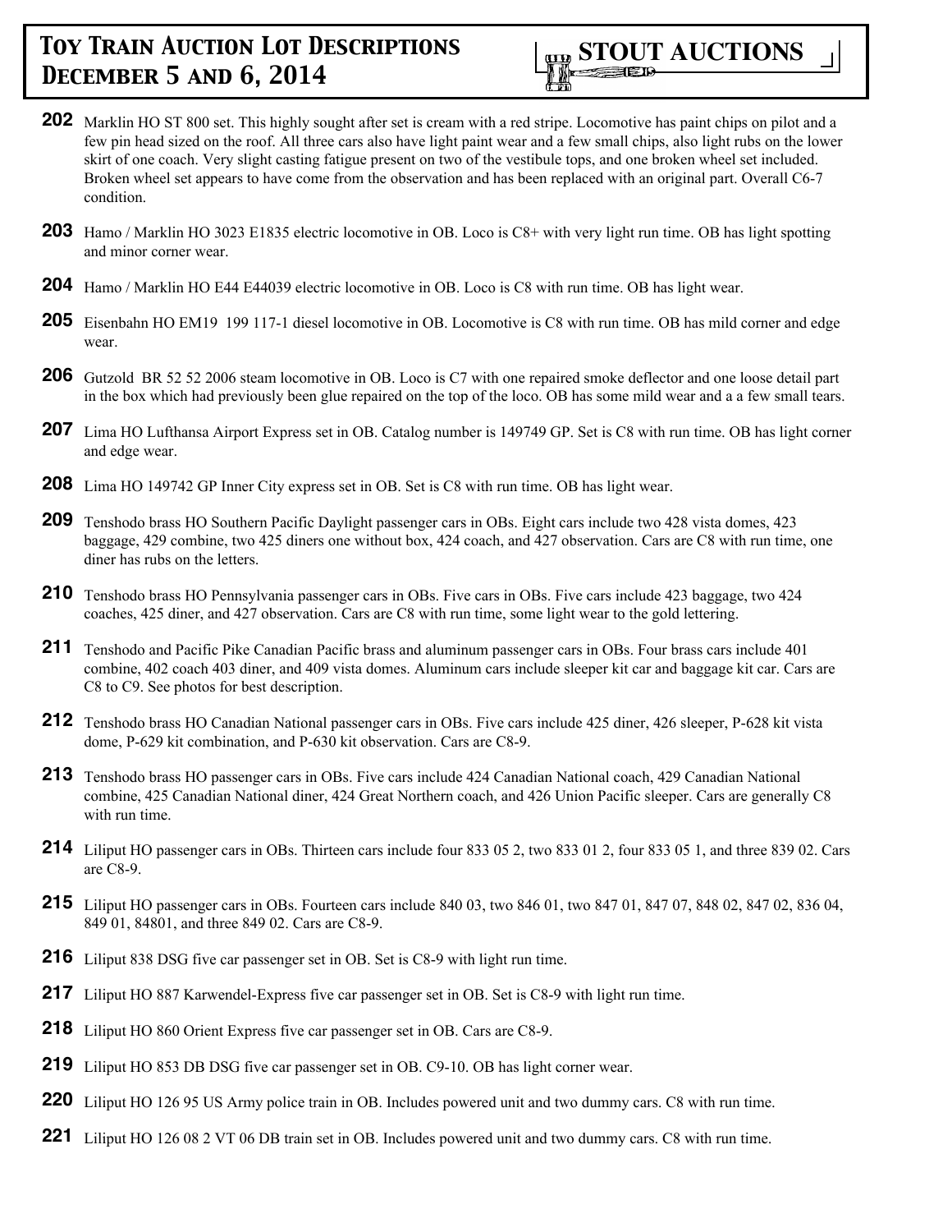# Toy Train Auction Lot Descriptions December 5 and 6, 2014

**STOUT AUCTIONS**

**202** Marklin HO ST 800 set. This highly sought after set is cream with a red stripe. Locomotive has paint chips on pilot and a few pin head sized on the roof. All three cars also have light paint wear and a few small chips, also light rubs on the lower skirt of one coach. Very slight casting fatigue present on two of the vestibule tops, and one broken wheel set included. Broken wheel set appears to have come from the observation and has been replaced with an original part. Overall C6-7 condition.

**203** Hamo / Marklin HO 3023 E1835 electric locomotive in OB. Loco is C8+ with very light run time. OB has light spotting and minor corner wear.

**204** Hamo / Marklin HO E44 E44039 electric locomotive in OB. Loco is C8 with run time. OB has light wear.

**205** Eisenbahn HO EM19 199 117-1 diesel locomotive in OB. Locomotive is C8 with run time. OB has mild corner and edge wear.

**206** Gutzold BR 52 52 2006 steam locomotive in OB. Loco is C7 with one repaired smoke deflector and one loose detail part in the box which had previously been glue repaired on the top of the loco. OB has some mild wear and a a few small tears.

**207** Lima HO Lufthansa Airport Express set in OB. Catalog number is 149749 GP. Set is C8 with run time. OB has light corner and edge wear.

**208** Lima HO 149742 GP Inner City express set in OB. Set is C8 with run time. OB has light wear.

**209** Tenshodo brass HO Southern Pacific Daylight passenger cars in OBs. Eight cars include two 428 vista domes, 423 baggage, 429 combine, two 425 diners one without box, 424 coach, and 427 observation. Cars are C8 with run time, one diner has rubs on the letters.

**210** Tenshodo brass HO Pennsylvania passenger cars in OBs. Five cars in OBs. Five cars include 423 baggage, two 424 coaches, 425 diner, and 427 observation. Cars are C8 with run time, some light wear to the gold lettering.

**211** Tenshodo and Pacific Pike Canadian Pacific brass and aluminum passenger cars in OBs. Four brass cars include 401 combine, 402 coach 403 diner, and 409 vista domes. Aluminum cars include sleeper kit car and baggage kit car. Cars are C8 to C9. See photos for best description.

**212** Tenshodo brass HO Canadian National passenger cars in OBs. Five cars include 425 diner, 426 sleeper, P-628 kit vista dome, P-629 kit combination, and P-630 kit observation. Cars are C8-9.

**213** Tenshodo brass HO passenger cars in OBs. Five cars include 424 Canadian National coach, 429 Canadian National combine, 425 Canadian National diner, 424 Great Northern coach, and 426 Union Pacific sleeper. Cars are generally C8 with run time.

**214** Liliput HO passenger cars in OBs. Thirteen cars include four 833 05 2, two 833 01 2, four 833 05 1, and three 839 02. Cars are C8-9.

**215** Liliput HO passenger cars in OBs. Fourteen cars include 840 03, two 846 01, two 847 01, 847 07, 848 02, 847 02, 836 04, 849 01, 84801, and three 849 02. Cars are C8-9.

**216** Liliput 838 DSG five car passenger set in OB. Set is C8-9 with light run time.

**217** Liliput HO 887 Karwendel-Express five car passenger set in OB. Set is C8-9 with light run time.

**218** Liliput HO 860 Orient Express five car passenger set in OB. Cars are C8-9.

**219** Liliput HO 853 DB DSG five car passenger set in OB. C9-10. OB has light corner wear.

**220** Liliput HO 126 95 US Army police train in OB. Includes powered unit and two dummy cars. C8 with run time.

**221** Liliput HO 126 08 2 VT 06 DB train set in OB. Includes powered unit and two dummy cars. C8 with run time.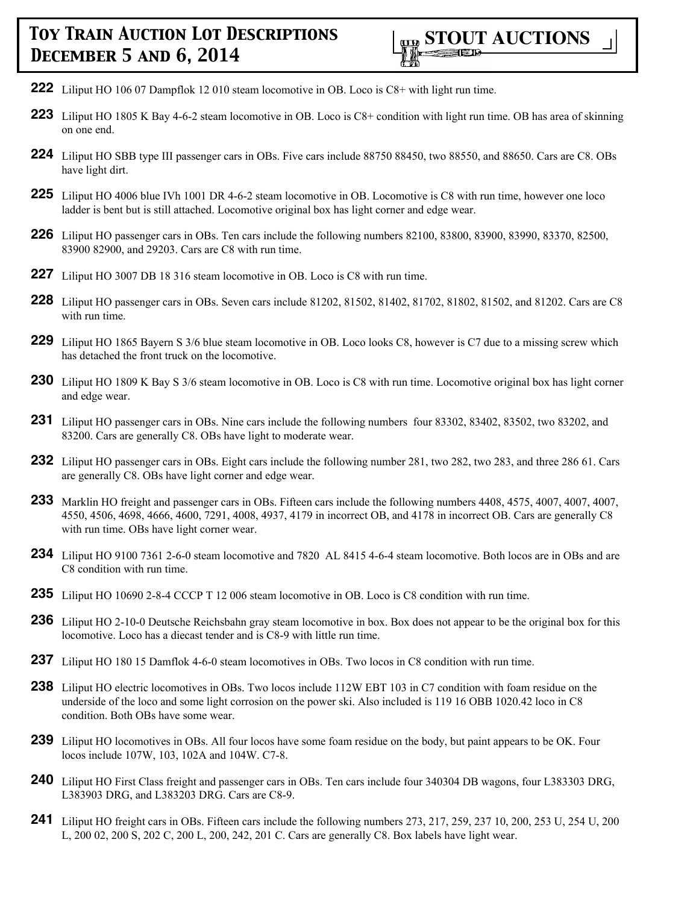**222** Liliput HO 106 07 Dampflok 12 010 steam locomotive in OB. Loco is C8+ with light run time.

**223** Liliput HO 1805 K Bay 4-6-2 steam locomotive in OB. Loco is C8+ condition with light run time. OB has area of skinning on one end.

**224** Liliput HO SBB type III passenger cars in OBs. Five cars include 88750 88450, two 88550, and 88650. Cars are C8. OBs have light dirt.

**225** Liliput HO 4006 blue IVh 1001 DR 4-6-2 steam locomotive in OB. Locomotive is C8 with run time, however one loco ladder is bent but is still attached. Locomotive original box has light corner and edge wear.

**226** Liliput HO passenger cars in OBs. Ten cars include the following numbers 82100, 83800, 83900, 83990, 83370, 82500, 83900 82900, and 29203. Cars are C8 with run time.

**227** Liliput HO 3007 DB 18 316 steam locomotive in OB. Loco is C8 with run time.

**228** Liliput HO passenger cars in OBs. Seven cars include 81202, 81502, 81402, 81702, 81802, 81502, and 81202. Cars are C8 with run time.

**229** Liliput HO 1865 Bayern S 3/6 blue steam locomotive in OB. Loco looks C8, however is C7 due to a missing screw which has detached the front truck on the locomotive.

**230** Liliput HO 1809 K Bay S 3/6 steam locomotive in OB. Loco is C8 with run time. Locomotive original box has light corner and edge wear.

**231** Liliput HO passenger cars in OBs. Nine cars include the following numbers four 83302, 83402, 83502, two 83202, and 83200. Cars are generally C8. OBs have light to moderate wear.

**232** Liliput HO passenger cars in OBs. Eight cars include the following number 281, two 282, two 283, and three 286 61. Cars are generally C8. OBs have light corner and edge wear.

**233** Marklin HO freight and passenger cars in OBs. Fifteen cars include the following numbers 4408, 4575, 4007, 4007, 4007, 4550, 4506, 4698, 4666, 4600, 7291, 4008, 4937, 4179 in incorrect OB, and 4178 in incorrect OB. Cars are generally C8 with run time. OBs have light corner wear.

**234** Liliput HO 9100 7361 2-6-0 steam locomotive and 7820 AL 8415 4-6-4 steam locomotive. Both locos are in OBs and are C8 condition with run time.

**235** Liliput HO 10690 2-8-4 CCCP T 12 006 steam locomotive in OB. Loco is C8 condition with run time.

**236** Liliput HO 2-10-0 Deutsche Reichsbahn gray steam locomotive in box. Box does not appear to be the original box for this locomotive. Loco has a diecast tender and is C8-9 with little run time.

**237** Liliput HO 180 15 Damflok 4-6-0 steam locomotives in OBs. Two locos in C8 condition with run time.

**238** Liliput HO electric locomotives in OBs. Two locos include 112W EBT 103 in C7 condition with foam residue on the underside of the loco and some light corrosion on the power ski. Also included is 119 16 OBB 1020.42 loco in C8 condition. Both OBs have some wear.

**239** Liliput HO locomotives in OBs. All four locos have some foam residue on the body, but paint appears to be OK. Four locos include 107W, 103, 102A and 104W. C7-8.

**240** Liliput HO First Class freight and passenger cars in OBs. Ten cars include four 340304 DB wagons, four L383303 DRG, L383903 DRG, and L383203 DRG. Cars are C8-9.

**241** Liliput HO freight cars in OBs. Fifteen cars include the following numbers 273, 217, 259, 237 10, 200, 253 U, 254 U, 200 L, 200 02, 200 S, 202 C, 200 L, 200, 242, 201 C. Cars are generally C8. Box labels have light wear.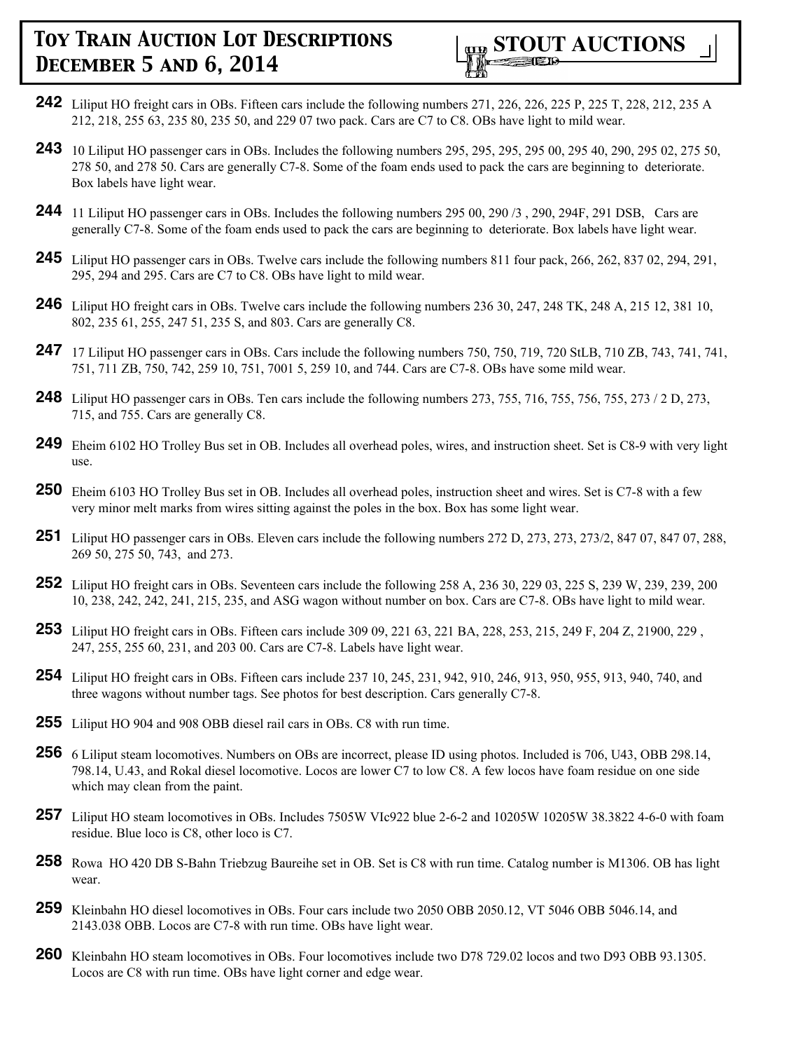**242** Liliput HO freight cars in OBs. Fifteen cars include the following numbers 271, 226, 226, 225 P, 225 T, 228, 212, 235 A 212, 218, 255 63, 235 80, 235 50, and 229 07 two pack. Cars are C7 to C8. OBs have light to mild wear.

**243** 10 Liliput HO passenger cars in OBs. Includes the following numbers 295, 295, 295, 295 00, 295 40, 290, 295 02, 275 50, 278 50, and 278 50. Cars are generally C7-8. Some of the foam ends used to pack the cars are beginning to deteriorate. Box labels have light wear.

**244** 11 Liliput HO passenger cars in OBs. Includes the following numbers 295 00, 290 /3 , 290, 294F, 291 DSB, Cars are generally C7-8. Some of the foam ends used to pack the cars are beginning to deteriorate. Box labels have light wear.

**245** Liliput HO passenger cars in OBs. Twelve cars include the following numbers 811 four pack, 266, 262, 837 02, 294, 291, 295, 294 and 295. Cars are C7 to C8. OBs have light to mild wear.

**246** Liliput HO freight cars in OBs. Twelve cars include the following numbers 236 30, 247, 248 TK, 248 A, 215 12, 381 10, 802, 235 61, 255, 247 51, 235 S, and 803. Cars are generally C8.

**247** 17 Liliput HO passenger cars in OBs. Cars include the following numbers 750, 750, 719, 720 StLB, 710 ZB, 743, 741, 741, 751, 711 ZB, 750, 742, 259 10, 751, 7001 5, 259 10, and 744. Cars are C7-8. OBs have some mild wear.

**248** Liliput HO passenger cars in OBs. Ten cars include the following numbers 273, 755, 716, 755, 756, 755, 273 / 2 D, 273, 715, and 755. Cars are generally C8.

**249** Eheim 6102 HO Trolley Bus set in OB. Includes all overhead poles, wires, and instruction sheet. Set is C8-9 with very light use.

**250** Eheim 6103 HO Trolley Bus set in OB. Includes all overhead poles, instruction sheet and wires. Set is C7-8 with a few very minor melt marks from wires sitting against the poles in the box. Box has some light wear.

**251** Liliput HO passenger cars in OBs. Eleven cars include the following numbers 272 D, 273, 273, 273/2, 847 07, 847 07, 288, 269 50, 275 50, 743, and 273.

**252** Liliput HO freight cars in OBs. Seventeen cars include the following 258 A, 236 30, 229 03, 225 S, 239 W, 239, 239, 200 10, 238, 242, 242, 241, 215, 235, and ASG wagon without number on box. Cars are C7-8. OBs have light to mild wear.

**253** Liliput HO freight cars in OBs. Fifteen cars include 309 09, 221 63, 221 BA, 228, 253, 215, 249 F, 204 Z, 21900, 229 , 247, 255, 255 60, 231, and 203 00. Cars are C7-8. Labels have light wear.

**254** Liliput HO freight cars in OBs. Fifteen cars include 237 10, 245, 231, 942, 910, 246, 913, 950, 955, 913, 940, 740, and three wagons without number tags. See photos for best description. Cars generally C7-8.

**255** Liliput HO 904 and 908 OBB diesel rail cars in OBs. C8 with run time.

**256** 6 Liliput steam locomotives. Numbers on OBs are incorrect, please ID using photos. Included is 706, U43, OBB 298.14, 798.14, U.43, and Rokal diesel locomotive. Locos are lower C7 to low C8. A few locos have foam residue on one side which may clean from the paint.

**257** Liliput HO steam locomotives in OBs. Includes 7505W VIc922 blue 2-6-2 and 10205W 10205W 38.3822 4-6-0 with foam residue. Blue loco is C8, other loco is C7.

**258** Rowa HO 420 DB S-Bahn Triebzug Baureihe set in OB. Set is C8 with run time. Catalog number is M1306. OB has light wear.

**259** Kleinbahn HO diesel locomotives in OBs. Four cars include two 2050 OBB 2050.12, VT 5046 OBB 5046.14, and 2143.038 OBB. Locos are C7-8 with run time. OBs have light wear.

**260** Kleinbahn HO steam locomotives in OBs. Four locomotives include two D78 729.02 locos and two D93 OBB 93.1305. Locos are C8 with run time. OBs have light corner and edge wear.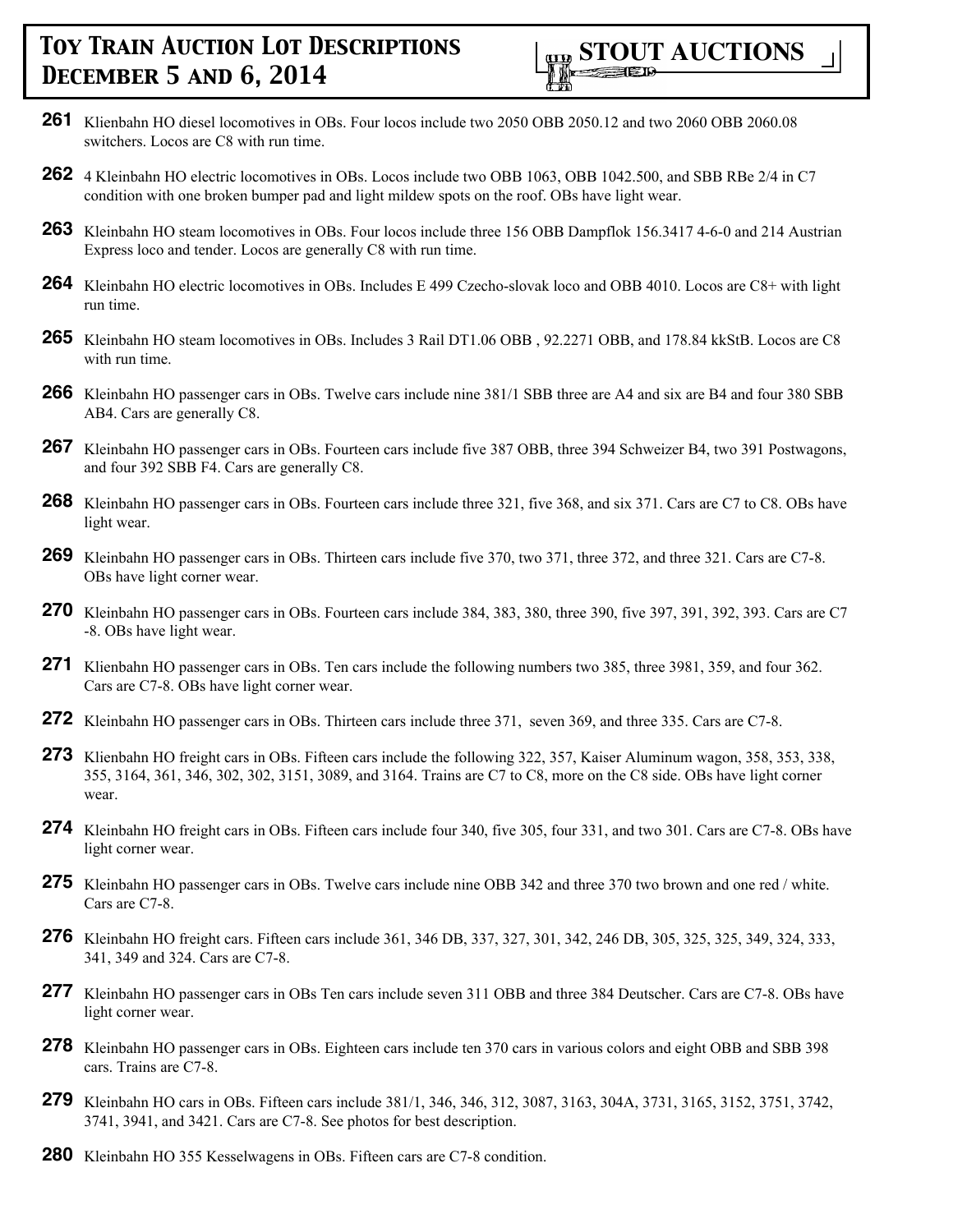**261** Klienbahn HO diesel locomotives in OBs. Four locos include two 2050 OBB 2050.12 and two 2060 OBB 2060.08 switchers. Locos are C8 with run time.

**262** 4 Kleinbahn HO electric locomotives in OBs. Locos include two OBB 1063, OBB 1042.500, and SBB RBe 2/4 in C7 condition with one broken bumper pad and light mildew spots on the roof. OBs have light wear.

**263** Kleinbahn HO steam locomotives in OBs. Four locos include three 156 OBB Dampflok 156.3417 4-6-0 and 214 Austrian Express loco and tender. Locos are generally C8 with run time.

**264** Kleinbahn HO electric locomotives in OBs. Includes E 499 Czecho-slovak loco and OBB 4010. Locos are C8+ with light run time.

**265** Kleinbahn HO steam locomotives in OBs. Includes 3 Rail DT1.06 OBB , 92.2271 OBB, and 178.84 kkStB. Locos are C8 with run time.

**266** Kleinbahn HO passenger cars in OBs. Twelve cars include nine 381/1 SBB three are A4 and six are B4 and four 380 SBB AB4. Cars are generally C8.

**267** Kleinbahn HO passenger cars in OBs. Fourteen cars include five 387 OBB, three 394 Schweizer B4, two 391 Postwagons, and four 392 SBB F4. Cars are generally C8.

**268** Kleinbahn HO passenger cars in OBs. Fourteen cars include three 321, five 368, and six 371. Cars are C7 to C8. OBs have light wear.

**269** Kleinbahn HO passenger cars in OBs. Thirteen cars include five 370, two 371, three 372, and three 321. Cars are C7-8. OBs have light corner wear.

**270** Kleinbahn HO passenger cars in OBs. Fourteen cars include 384, 383, 380, three 390, five 397, 391, 392, 393. Cars are C7 -8. OBs have light wear.

**271** Klienbahn HO passenger cars in OBs. Ten cars include the following numbers two 385, three 3981, 359, and four 362. Cars are C7-8. OBs have light corner wear.

**272** Kleinbahn HO passenger cars in OBs. Thirteen cars include three 371, seven 369, and three 335. Cars are C7-8.

**273** Klienbahn HO freight cars in OBs. Fifteen cars include the following 322, 357, Kaiser Aluminum wagon, 358, 353, 338, 355, 3164, 361, 346, 302, 302, 3151, 3089, and 3164. Trains are C7 to C8, more on the C8 side. OBs have light corner wear.

**274** Kleinbahn HO freight cars in OBs. Fifteen cars include four 340, five 305, four 331, and two 301. Cars are C7-8. OBs have light corner wear.

**275** Kleinbahn HO passenger cars in OBs. Twelve cars include nine OBB 342 and three 370 two brown and one red / white. Cars are C7-8.

**276** Kleinbahn HO freight cars. Fifteen cars include 361, 346 DB, 337, 327, 301, 342, 246 DB, 305, 325, 325, 349, 324, 333, 341, 349 and 324. Cars are C7-8.

**277** Kleinbahn HO passenger cars in OBs Ten cars include seven 311 OBB and three 384 Deutscher. Cars are C7-8. OBs have light corner wear.

**278** Kleinbahn HO passenger cars in OBs. Eighteen cars include ten 370 cars in various colors and eight OBB and SBB 398 cars. Trains are C7-8.

**279** Kleinbahn HO cars in OBs. Fifteen cars include 381/1, 346, 346, 312, 3087, 3163, 304A, 3731, 3165, 3152, 3751, 3742, 3741, 3941, and 3421. Cars are C7-8. See photos for best description.

**280** Kleinbahn HO 355 Kesselwagens in OBs. Fifteen cars are C7-8 condition.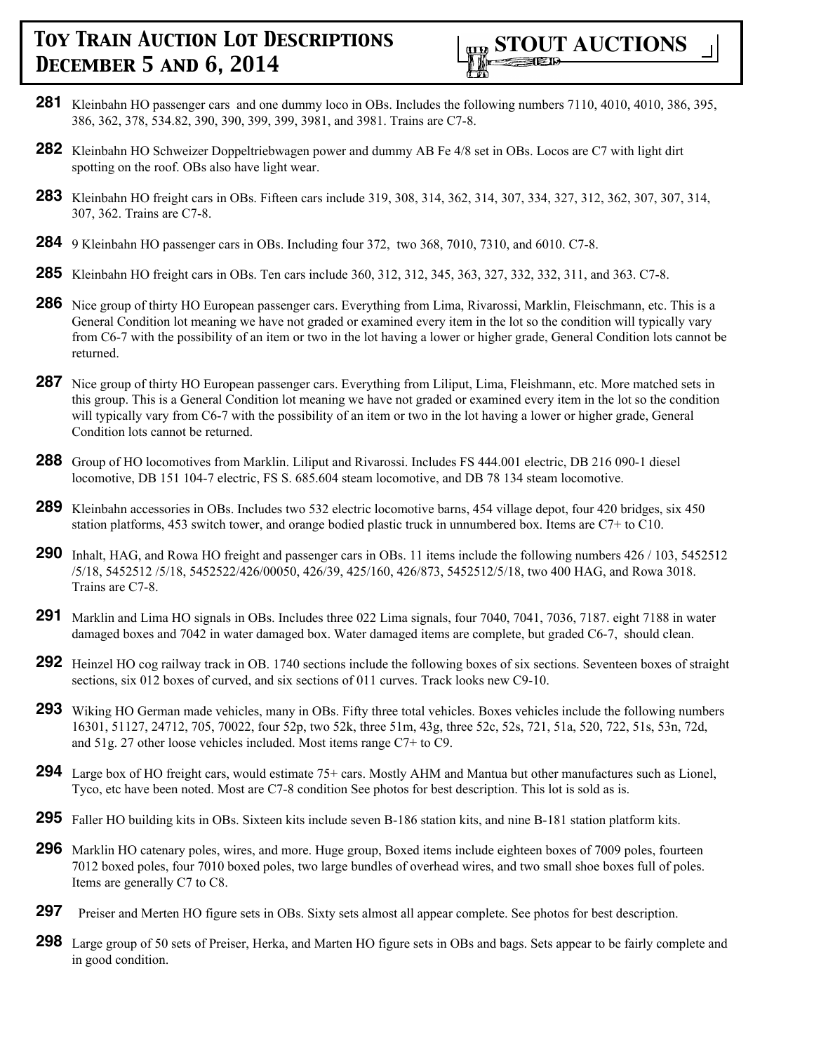**281** Kleinbahn HO passenger cars  and one dummy loco in OBs. Includes the following numbers 7110, 4010, 4010, 386, 395, 386, 362, 378, 534.82, 390, 390, 399, 399, 3981, and 3981. Trains are C7-8.

**282** Kleinbahn HO Schweizer Doppeltriebwagen power and dummy AB Fe 4/8 set in OBs. Locos are C7 with light dirt spotting on the roof. OBs also have light wear.

**283** Kleinbahn HO freight cars in OBs. Fifteen cars include 319, 308, 314, 362, 314, 307, 334, 327, 312, 362, 307, 307, 314, 307, 362. Trains are C7-8.

**284** 9 Kleinbahn HO passenger cars in OBs. Including four 372,  two 368, 7010, 7310, and 6010. C7-8.

**285** Kleinbahn HO freight cars in OBs. Ten cars include 360, 312, 312, 345, 363, 327, 332, 332, 311, and 363. C7-8.

**286** Nice group of thirty HO European passenger cars. Everything from Lima, Rivarossi, Marklin, Fleischmann, etc. This is a General Condition lot meaning we have not graded or examined every item in the lot so the condition will typically vary from C6-7 with the possibility of an item or two in the lot having a lower or higher grade, General Condition lots cannot be returned.

**287** Nice group of thirty HO European passenger cars. Everything from Liliput, Lima, Fleishmann, etc. More matched sets in this group. This is a General Condition lot meaning we have not graded or examined every item in the lot so the condition will typically vary from C6-7 with the possibility of an item or two in the lot having a lower or higher grade, General Condition lots cannot be returned.

**288** Group of HO locomotives from Marklin. Liliput and Rivarossi. Includes FS 444.001 electric, DB 216 090-1 diesel locomotive, DB 151 104-7 electric, FS S. 685.604 steam locomotive, and DB 78 134 steam locomotive.

**289** Kleinbahn accessories in OBs. Includes two 532 electric locomotive barns, 454 village depot, four 420 bridges, six 450 station platforms, 453 switch tower, and orange bodied plastic truck in unnumbered box. Items are C7+ to C10.

**290** Inhalt, HAG, and Rowa HO freight and passenger cars in OBs. 11 items include the following numbers 426 / 103, 5452512 /5/18, 5452512 /5/18, 5452522/426/00050, 426/39, 425/160, 426/873, 5452512/5/18, two 400 HAG, and Rowa 3018. Trains are C7-8.

**291** Marklin and Lima HO signals in OBs. Includes three 022 Lima signals, four 7040, 7041, 7036, 7187. eight 7188 in water damaged boxes and 7042 in water damaged box. Water damaged items are complete, but graded C6-7,  should clean.

**292** Heinzel HO cog railway track in OB. 1740 sections include the following boxes of six sections. Seventeen boxes of straight sections, six 012 boxes of curved, and six sections of 011 curves. Track looks new C9-10.

**293** Wiking HO German made vehicles, many in OBs. Fifty three total vehicles. Boxes vehicles include the following numbers 16301, 51127, 24712, 705, 70022, four 52p, two 52k, three 51m, 43g, three 52c, 52s, 721, 51a, 520, 722, 51s, 53n, 72d, and 51g. 27 other loose vehicles included. Most items range C7+ to C9.

**294** Large box of HO freight cars, would estimate 75+ cars. Mostly AHM and Mantua but other manufactures such as Lionel, Tyco, etc have been noted. Most are C7-8 condition See photos for best description. This lot is sold as is.

**295** Faller HO building kits in OBs. Sixteen kits include seven B-186 station kits, and nine B-181 station platform kits.

**296** Marklin HO catenary poles, wires, and more. Huge group, Boxed items include eighteen boxes of 7009 poles, fourteen 7012 boxed poles, four 7010 boxed poles, two large bundles of overhead wires, and two small shoe boxes full of poles. Items are generally C7 to C8.

**297** Preiser and Merten HO figure sets in OBs. Sixty sets almost all appear complete. See photos for best description.

**298** Large group of 50 sets of Preiser, Herka, and Marten HO figure sets in OBs and bags. Sets appear to be fairly complete and in good condition.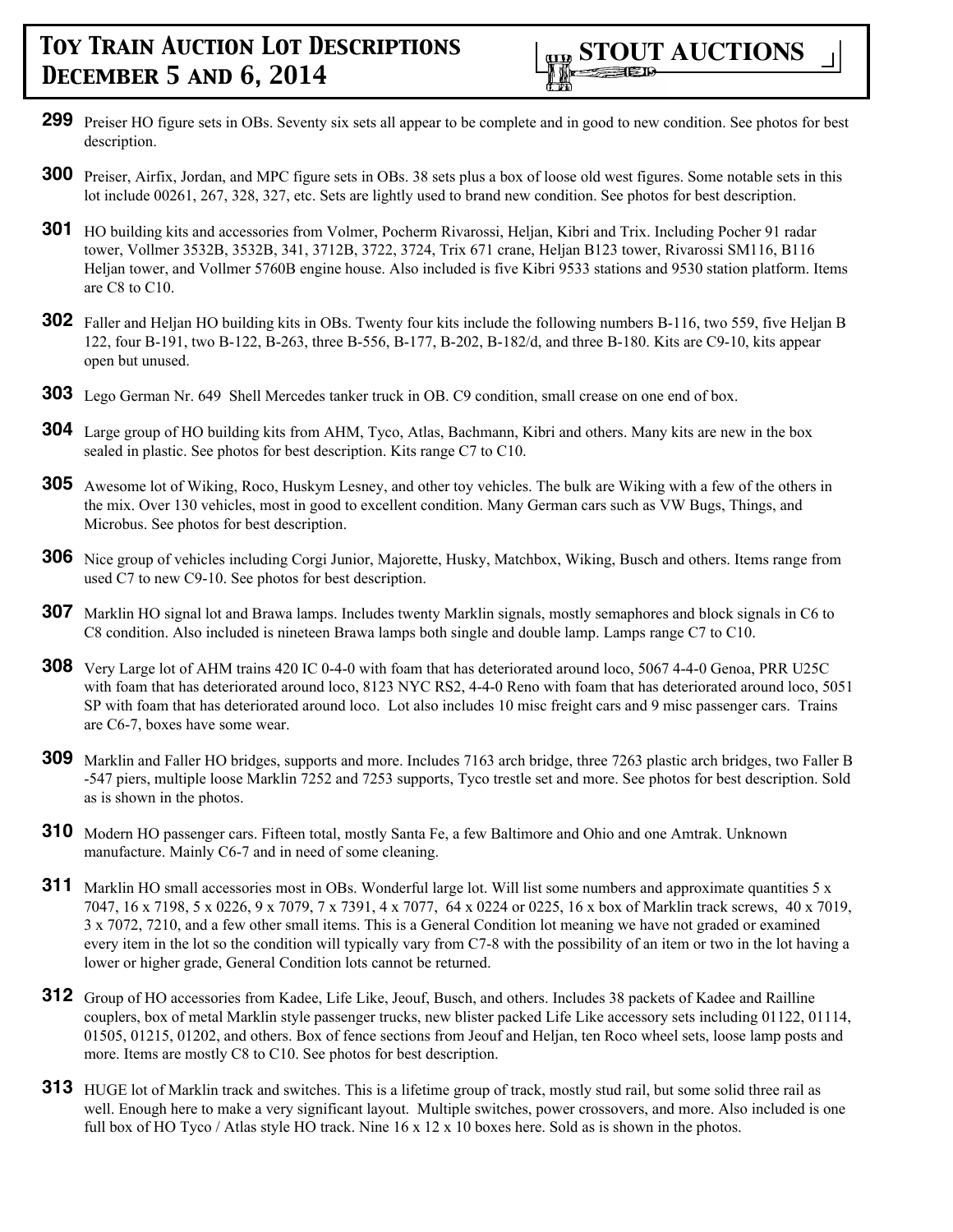**299** Preiser HO figure sets in OBs. Seventy six sets all appear to be complete and in good to new condition. See photos for best description.

**300** Preiser, Airfix, Jordan, and MPC figure sets in OBs. 38 sets plus a box of loose old west figures. Some notable sets in this lot include 00261, 267, 328, 327, etc. Sets are lightly used to brand new condition. See photos for best description.

**301** HO building kits and accessories from Volmer, Pocherm Rivarossi, Heljan, Kibri and Trix. Including Pocher 91 radar tower, Vollmer 3532B, 3532B, 341, 3712B, 3722, 3724, Trix 671 crane, Heljan B123 tower, Rivarossi SM116, B116 Heljan tower, and Vollmer 5760B engine house. Also included is five Kibri 9533 stations and 9530 station platform. Items are C8 to C10.

**302** Faller and Heljan HO building kits in OBs. Twenty four kits include the following numbers B-116, two 559, five Heljan B 122, four B-191, two B-122, B-263, three B-556, B-177, B-202, B-182/d, and three B-180. Kits are C9-10, kits appear open but unused.

**303** Lego German Nr. 649 Shell Mercedes tanker truck in OB. C9 condition, small crease on one end of box.

**304** Large group of HO building kits from AHM, Tyco, Atlas, Bachmann, Kibri and others. Many kits are new in the box sealed in plastic. See photos for best description. Kits range C7 to C10.

**305** Awesome lot of Wiking, Roco, Huskym Lesney, and other toy vehicles. The bulk are Wiking with a few of the others in the mix. Over 130 vehicles, most in good to excellent condition. Many German cars such as VW Bugs, Things, and Microbus. See photos for best description.

**306** Nice group of vehicles including Corgi Junior, Majorette, Husky, Matchbox, Wiking, Busch and others. Items range from used C7 to new C9-10. See photos for best description.

**307** Marklin HO signal lot and Brawa lamps. Includes twenty Marklin signals, mostly semaphores and block signals in C6 to C8 condition. Also included is nineteen Brawa lamps both single and double lamp. Lamps range C7 to C10.

**308** Very Large lot of AHM trains 420 IC 0-4-0 with foam that has deteriorated around loco, 5067 4-4-0 Genoa, PRR U25C with foam that has deteriorated around loco, 8123 NYC RS2, 4-4-0 Reno with foam that has deteriorated around loco, 5051 SP with foam that has deteriorated around loco. Lot also includes 10 misc freight cars and 9 misc passenger cars. Trains are C6-7, boxes have some wear.

**309** Marklin and Faller HO bridges, supports and more. Includes 7163 arch bridge, three 7263 plastic arch bridges, two Faller B -547 piers, multiple loose Marklin 7252 and 7253 supports, Tyco trestle set and more. See photos for best description. Sold as is shown in the photos.

**310** Modern HO passenger cars. Fifteen total, mostly Santa Fe, a few Baltimore and Ohio and one Amtrak. Unknown manufacture. Mainly C6-7 and in need of some cleaning.

**311** Marklin HO small accessories most in OBs. Wonderful large lot. Will list some numbers and approximate quantities 5 x 7047, 16 x 7198, 5 x 0226, 9 x 7079, 7 x 7391, 4 x 7077, 64 x 0224 or 0225, 16 x box of Marklin track screws, 40 x 7019, 3 x 7072, 7210, and a few other small items. This is a General Condition lot meaning we have not graded or examined every item in the lot so the condition will typically vary from C7-8 with the possibility of an item or two in the lot having a lower or higher grade, General Condition lots cannot be returned.

**312** Group of HO accessories from Kadee, Life Like, Jeouf, Busch, and others. Includes 38 packets of Kadee and Railline couplers, box of metal Marklin style passenger trucks, new blister packed Life Like accessory sets including 01122, 01114, 01505, 01215, 01202, and others. Box of fence sections from Jeouf and Heljan, ten Roco wheel sets, loose lamp posts and more. Items are mostly C8 to C10. See photos for best description.

**313** HUGE lot of Marklin track and switches. This is a lifetime group of track, mostly stud rail, but some solid three rail as well. Enough here to make a very significant layout. Multiple switches, power crossovers, and more. Also included is one full box of HO Tyco / Atlas style HO track. Nine 16 x 12 x 10 boxes here. Sold as is shown in the photos.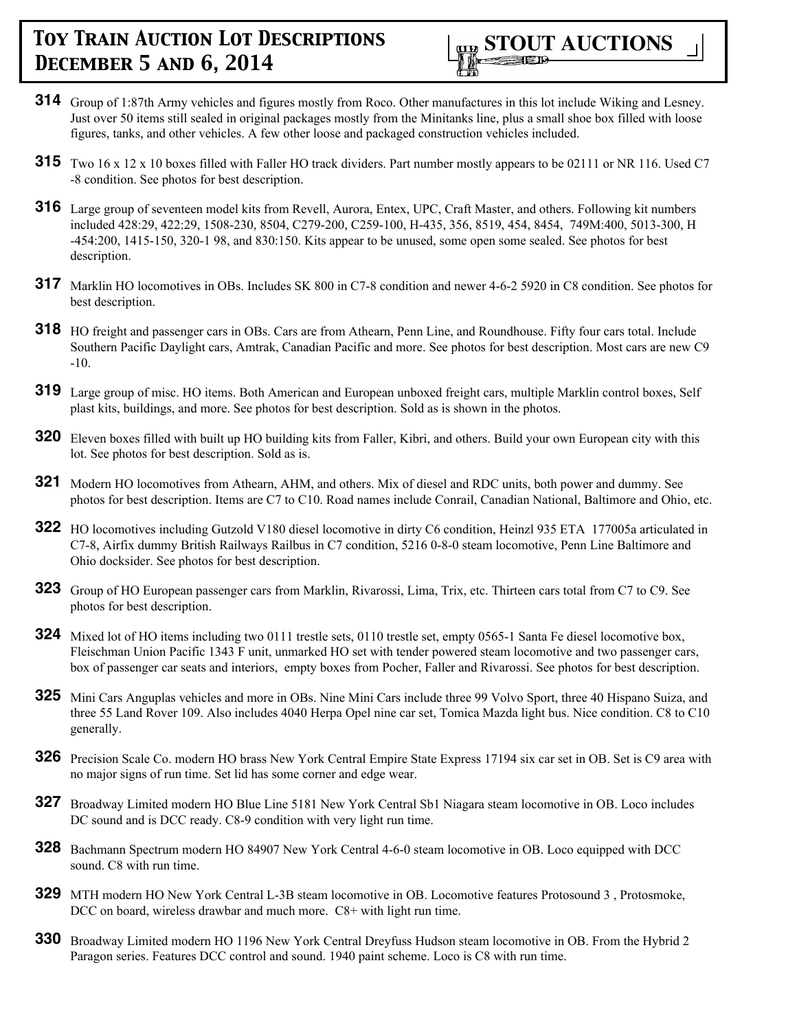**314** Group of 1:87th Army vehicles and figures mostly from Roco. Other manufactures in this lot include Wiking and Lesney. Just over 50 items still sealed in original packages mostly from the Minitanks line, plus a small shoe box filled with loose figures, tanks, and other vehicles. A few other loose and packaged construction vehicles included.

**315** Two 16 x 12 x 10 boxes filled with Faller HO track dividers. Part number mostly appears to be 02111 or NR 116. Used C7 -8 condition. See photos for best description.

**316** Large group of seventeen model kits from Revell, Aurora, Entex, UPC, Craft Master, and others. Following kit numbers included 428:29, 422:29, 1508-230, 8504, C279-200, C259-100, H-435, 356, 8519, 454, 8454, 749M:400, 5013-300, H -454:200, 1415-150, 320-1 98, and 830:150. Kits appear to be unused, some open some sealed. See photos for best description.

**317** Marklin HO locomotives in OBs. Includes SK 800 in C7-8 condition and newer 4-6-2 5920 in C8 condition. See photos for best description.

**318** HO freight and passenger cars in OBs. Cars are from Athearn, Penn Line, and Roundhouse. Fifty four cars total. Include Southern Pacific Daylight cars, Amtrak, Canadian Pacific and more. See photos for best description. Most cars are new C9 -10.

**319** Large group of misc. HO items. Both American and European unboxed freight cars, multiple Marklin control boxes, Self plast kits, buildings, and more. See photos for best description. Sold as is shown in the photos.

**320** Eleven boxes filled with built up HO building kits from Faller, Kibri, and others. Build your own European city with this lot. See photos for best description. Sold as is.

**321** Modern HO locomotives from Athearn, AHM, and others. Mix of diesel and RDC units, both power and dummy. See photos for best description. Items are C7 to C10. Road names include Conrail, Canadian National, Baltimore and Ohio, etc.

**322** HO locomotives including Gutzold V180 diesel locomotive in dirty C6 condition, Heinzl 935 ETA 177005a articulated in C7-8, Airfix dummy British Railways Railbus in C7 condition, 5216 0-8-0 steam locomotive, Penn Line Baltimore and Ohio docksider. See photos for best description.

**323** Group of HO European passenger cars from Marklin, Rivarossi, Lima, Trix, etc. Thirteen cars total from C7 to C9. See photos for best description.

**324** Mixed lot of HO items including two 0111 trestle sets, 0110 trestle set, empty 0565-1 Santa Fe diesel locomotive box, Fleischman Union Pacific 1343 F unit, unmarked HO set with tender powered steam locomotive and two passenger cars, box of passenger car seats and interiors, empty boxes from Pocher, Faller and Rivarossi. See photos for best description.

**325** Mini Cars Anguplas vehicles and more in OBs. Nine Mini Cars include three 99 Volvo Sport, three 40 Hispano Suiza, and three 55 Land Rover 109. Also includes 4040 Herpa Opel nine car set, Tomica Mazda light bus. Nice condition. C8 to C10 generally.

**326** Precision Scale Co. modern HO brass New York Central Empire State Express 17194 six car set in OB. Set is C9 area with no major signs of run time. Set lid has some corner and edge wear.

**327** Broadway Limited modern HO Blue Line 5181 New York Central Sb1 Niagara steam locomotive in OB. Loco includes DC sound and is DCC ready. C8-9 condition with very light run time.

**328** Bachmann Spectrum modern HO 84907 New York Central 4-6-0 steam locomotive in OB. Loco equipped with DCC sound. C8 with run time.

**329** MTH modern HO New York Central L-3B steam locomotive in OB. Locomotive features Protosound 3 , Protosmoke, DCC on board, wireless drawbar and much more. C8+ with light run time.

**330** Broadway Limited modern HO 1196 New York Central Dreyfuss Hudson steam locomotive in OB. From the Hybrid 2 Paragon series. Features DCC control and sound. 1940 paint scheme. Loco is C8 with run time.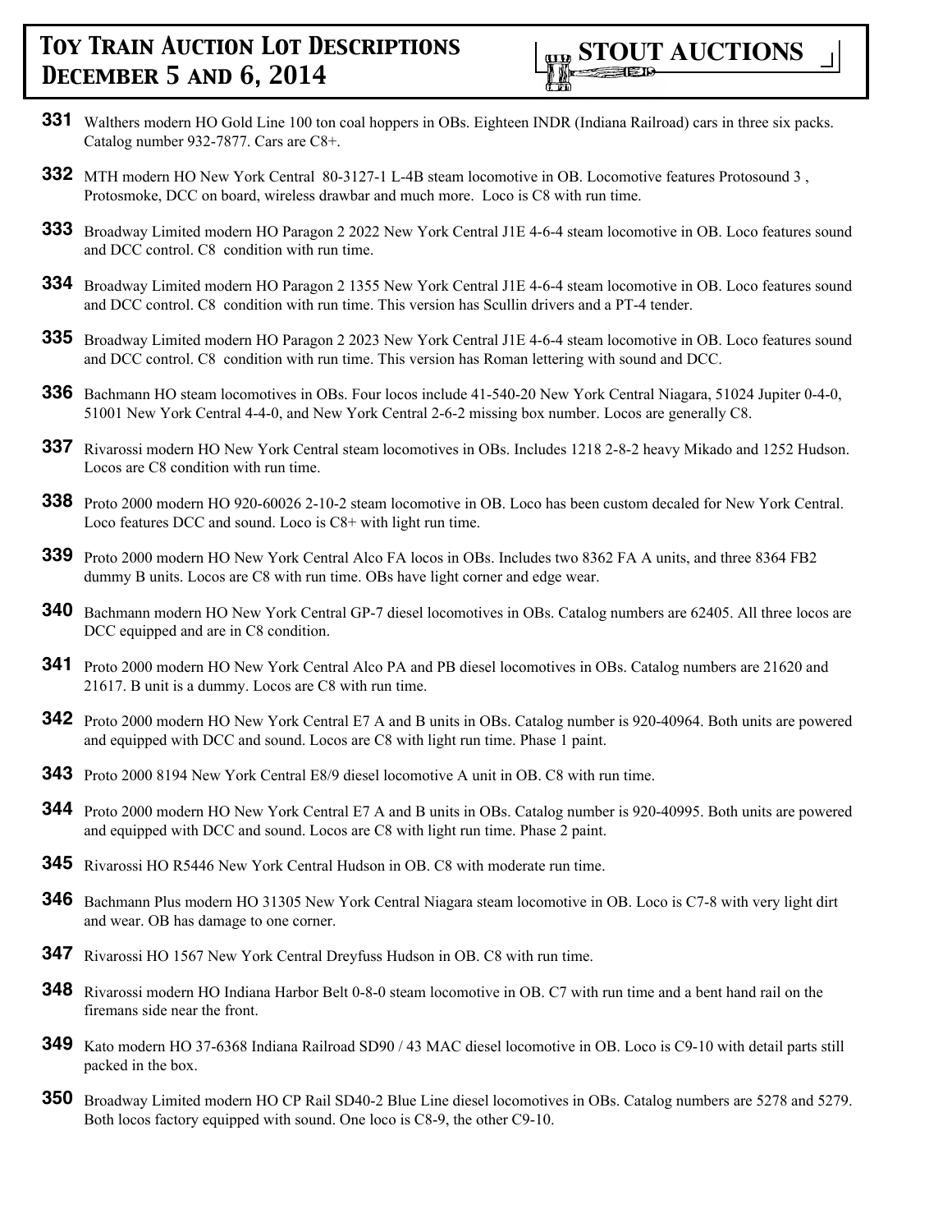**331** Walthers modern HO Gold Line 100 ton coal hoppers in OBs. Eighteen INDR (Indiana Railroad) cars in three six packs. Catalog number 932-7877. Cars are C8+.

**332** MTH modern HO New York Central 80-3127-1 L-4B steam locomotive in OB. Locomotive features Protosound 3 , Protosmoke, DCC on board, wireless drawbar and much more. Loco is C8 with run time.

**333** Broadway Limited modern HO Paragon 2 2022 New York Central J1E 4-6-4 steam locomotive in OB. Loco features sound and DCC control. C8 condition with run time.

**334** Broadway Limited modern HO Paragon 2 1355 New York Central J1E 4-6-4 steam locomotive in OB. Loco features sound and DCC control. C8 condition with run time. This version has Scullin drivers and a PT-4 tender.

**335** Broadway Limited modern HO Paragon 2 2023 New York Central J1E 4-6-4 steam locomotive in OB. Loco features sound and DCC control. C8 condition with run time. This version has Roman lettering with sound and DCC.

**336** Bachmann HO steam locomotives in OBs. Four locos include 41-540-20 New York Central Niagara, 51024 Jupiter 0-4-0, 51001 New York Central 4-4-0, and New York Central 2-6-2 missing box number. Locos are generally C8.

**337** Rivarossi modern HO New York Central steam locomotives in OBs. Includes 1218 2-8-2 heavy Mikado and 1252 Hudson. Locos are C8 condition with run time.

**338** Proto 2000 modern HO 920-60026 2-10-2 steam locomotive in OB. Loco has been custom decaled for New York Central. Loco features DCC and sound. Loco is C8+ with light run time.

**339** Proto 2000 modern HO New York Central Alco FA locos in OBs. Includes two 8362 FA A units, and three 8364 FB2 dummy B units. Locos are C8 with run time. OBs have light corner and edge wear.

**340** Bachmann modern HO New York Central GP-7 diesel locomotives in OBs. Catalog numbers are 62405. All three locos are DCC equipped and are in C8 condition.

**341** Proto 2000 modern HO New York Central Alco PA and PB diesel locomotives in OBs. Catalog numbers are 21620 and 21617. B unit is a dummy. Locos are C8 with run time.

**342** Proto 2000 modern HO New York Central E7 A and B units in OBs. Catalog number is 920-40964. Both units are powered and equipped with DCC and sound. Locos are C8 with light run time. Phase 1 paint.

**343** Proto 2000 8194 New York Central E8/9 diesel locomotive A unit in OB. C8 with run time.

**344** Proto 2000 modern HO New York Central E7 A and B units in OBs. Catalog number is 920-40995. Both units are powered and equipped with DCC and sound. Locos are C8 with light run time. Phase 2 paint.

**345** Rivarossi HO R5446 New York Central Hudson in OB. C8 with moderate run time.

**346** Bachmann Plus modern HO 31305 New York Central Niagara steam locomotive in OB. Loco is C7-8 with very light dirt and wear. OB has damage to one corner.

**347** Rivarossi HO 1567 New York Central Dreyfuss Hudson in OB. C8 with run time.

**348** Rivarossi modern HO Indiana Harbor Belt 0-8-0 steam locomotive in OB. C7 with run time and a bent hand rail on the firemans side near the front.

**349** Kato modern HO 37-6368 Indiana Railroad SD90 / 43 MAC diesel locomotive in OB. Loco is C9-10 with detail parts still packed in the box.

**350** Broadway Limited modern HO CP Rail SD40-2 Blue Line diesel locomotives in OBs. Catalog numbers are 5278 and 5279. Both locos factory equipped with sound. One loco is C8-9, the other C9-10.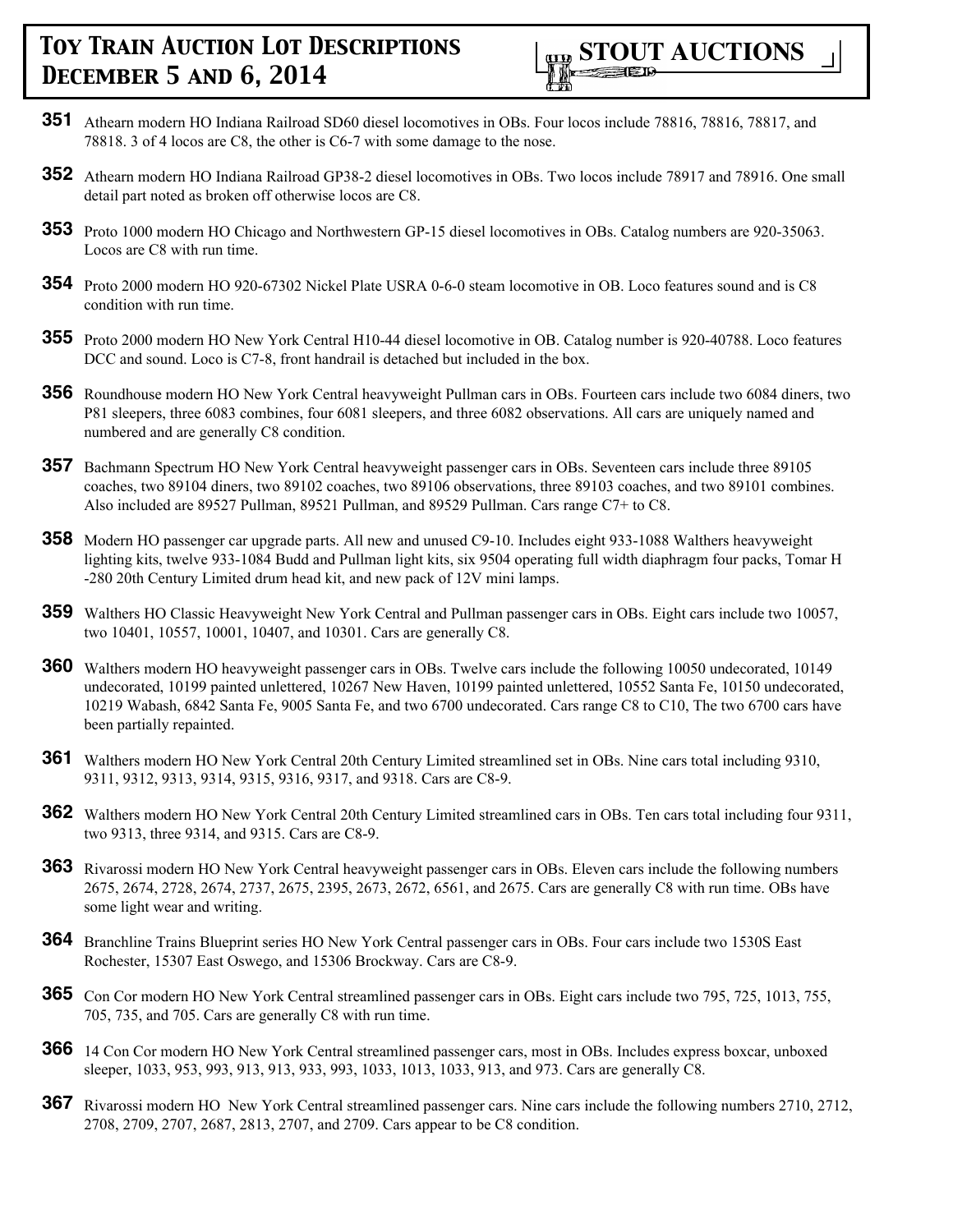**351** Athearn modern HO Indiana Railroad SD60 diesel locomotives in OBs. Four locos include 78816, 78816, 78817, and 78818. 3 of 4 locos are C8, the other is C6-7 with some damage to the nose.

**352** Athearn modern HO Indiana Railroad GP38-2 diesel locomotives in OBs. Two locos include 78917 and 78916. One small detail part noted as broken off otherwise locos are C8.

**353** Proto 1000 modern HO Chicago and Northwestern GP-15 diesel locomotives in OBs. Catalog numbers are 920-35063. Locos are C8 with run time.

**354** Proto 2000 modern HO 920-67302 Nickel Plate USRA 0-6-0 steam locomotive in OB. Loco features sound and is C8 condition with run time.

**355** Proto 2000 modern HO New York Central H10-44 diesel locomotive in OB. Catalog number is 920-40788. Loco features DCC and sound. Loco is C7-8, front handrail is detached but included in the box.

**356** Roundhouse modern HO New York Central heavyweight Pullman cars in OBs. Fourteen cars include two 6084 diners, two P81 sleepers, three 6083 combines, four 6081 sleepers, and three 6082 observations. All cars are uniquely named and numbered and are generally C8 condition.

**357** Bachmann Spectrum HO New York Central heavyweight passenger cars in OBs. Seventeen cars include three 89105 coaches, two 89104 diners, two 89102 coaches, two 89106 observations, three 89103 coaches, and two 89101 combines. Also included are 89527 Pullman, 89521 Pullman, and 89529 Pullman. Cars range C7+ to C8.

**358** Modern HO passenger car upgrade parts. All new and unused C9-10. Includes eight 933-1088 Walthers heavyweight lighting kits, twelve 933-1084 Budd and Pullman light kits, six 9504 operating full width diaphragm four packs, Tomar H-280 20th Century Limited drum head kit, and new pack of 12V mini lamps.

**359** Walthers HO Classic Heavyweight New York Central and Pullman passenger cars in OBs. Eight cars include two 10057, two 10401, 10557, 10001, 10407, and 10301. Cars are generally C8.

**360** Walthers modern HO heavyweight passenger cars in OBs. Twelve cars include the following 10050 undecorated, 10149 undecorated, 10199 painted unlettered, 10267 New Haven, 10199 painted unlettered, 10552 Santa Fe, 10150 undecorated, 10219 Wabash, 6842 Santa Fe, 9005 Santa Fe, and two 6700 undecorated. Cars range C8 to C10, The two 6700 cars have been partially repainted.

**361** Walthers modern HO New York Central 20th Century Limited streamlined set in OBs. Nine cars total including 9310, 9311, 9312, 9313, 9314, 9315, 9316, 9317, and 9318. Cars are C8-9.

**362** Walthers modern HO New York Central 20th Century Limited streamlined cars in OBs. Ten cars total including four 9311, two 9313, three 9314, and 9315. Cars are C8-9.

**363** Rivarossi modern HO New York Central heavyweight passenger cars in OBs. Eleven cars include the following numbers 2675, 2674, 2728, 2674, 2737, 2675, 2395, 2673, 2672, 6561, and 2675. Cars are generally C8 with run time. OBs have some light wear and writing.

**364** Branchline Trains Blueprint series HO New York Central passenger cars in OBs. Four cars include two 1530S East Rochester, 15307 East Oswego, and 15306 Brockway. Cars are C8-9.

**365** Con Cor modern HO New York Central streamlined passenger cars in OBs. Eight cars include two 795, 725, 1013, 755, 705, 735, and 705. Cars are generally C8 with run time.

**366** 14 Con Cor modern HO New York Central streamlined passenger cars, most in OBs. Includes express boxcar, unboxed sleeper, 1033, 953, 993, 913, 913, 933, 993, 1033, 1013, 1033, 913, and 973. Cars are generally C8.

**367** Rivarossi modern HO New York Central streamlined passenger cars. Nine cars include the following numbers 2710, 2712, 2708, 2709, 2707, 2687, 2813, 2707, and 2709. Cars appear to be C8 condition.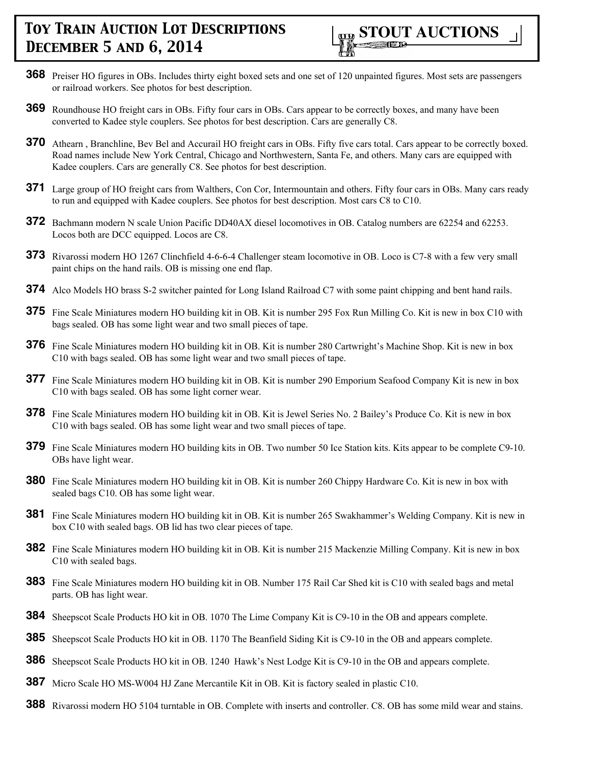**368** Preiser HO figures in OBs. Includes thirty eight boxed sets and one set of 120 unpainted figures. Most sets are passengers or railroad workers. See photos for best description.

**369** Roundhouse HO freight cars in OBs. Fifty four cars in OBs. Cars appear to be correctly boxes, and many have been converted to Kadee style couplers. See photos for best description. Cars are generally C8.

**370** Athearn , Branchline, Bev Bel and Accurail HO freight cars in OBs. Fifty five cars total. Cars appear to be correctly boxed. Road names include New York Central, Chicago and Northwestern, Santa Fe, and others. Many cars are equipped with Kadee couplers. Cars are generally C8. See photos for best description.

**371** Large group of HO freight cars from Walthers, Con Cor, Intermountain and others. Fifty four cars in OBs. Many cars ready to run and equipped with Kadee couplers. See photos for best description. Most cars C8 to C10.

**372** Bachmann modern N scale Union Pacific DD40AX diesel locomotives in OB. Catalog numbers are 62254 and 62253. Locos both are DCC equipped. Locos are C8.

**373** Rivarossi modern HO 1267 Clinchfield 4-6-6-4 Challenger steam locomotive in OB. Loco is C7-8 with a few very small paint chips on the hand rails. OB is missing one end flap.

**374** Alco Models HO brass S-2 switcher painted for Long Island Railroad C7 with some paint chipping and bent hand rails.

**375** Fine Scale Miniatures modern HO building kit in OB. Kit is number 295 Fox Run Milling Co. Kit is new in box C10 with bags sealed. OB has some light wear and two small pieces of tape.

**376** Fine Scale Miniatures modern HO building kit in OB. Kit is number 280 Cartwright's Machine Shop. Kit is new in box C10 with bags sealed. OB has some light wear and two small pieces of tape.

**377** Fine Scale Miniatures modern HO building kit in OB. Kit is number 290 Emporium Seafood Company Kit is new in box C10 with bags sealed. OB has some light corner wear.

**378** Fine Scale Miniatures modern HO building kit in OB. Kit is Jewel Series No. 2 Bailey's Produce Co. Kit is new in box C10 with bags sealed. OB has some light wear and two small pieces of tape.

**379** Fine Scale Miniatures modern HO building kits in OB. Two number 50 Ice Station kits. Kits appear to be complete C9-10. OBs have light wear.

**380** Fine Scale Miniatures modern HO building kit in OB. Kit is number 260 Chippy Hardware Co. Kit is new in box with sealed bags C10. OB has some light wear.

**381** Fine Scale Miniatures modern HO building kit in OB. Kit is number 265 Swakhammer's Welding Company. Kit is new in box C10 with sealed bags. OB lid has two clear pieces of tape.

**382** Fine Scale Miniatures modern HO building kit in OB. Kit is number 215 Mackenzie Milling Company. Kit is new in box C10 with sealed bags.

**383** Fine Scale Miniatures modern HO building kit in OB. Number 175 Rail Car Shed kit is C10 with sealed bags and metal parts. OB has light wear.

**384** Sheepscot Scale Products HO kit in OB. 1070 The Lime Company Kit is C9-10 in the OB and appears complete.

**385** Sheepscot Scale Products HO kit in OB. 1170 The Beanfield Siding Kit is C9-10 in the OB and appears complete.

**386** Sheepscot Scale Products HO kit in OB. 1240 Hawk's Nest Lodge Kit is C9-10 in the OB and appears complete.

**387** Micro Scale HO MS-W004 HJ Zane Mercantile Kit in OB. Kit is factory sealed in plastic C10.

**388** Rivarossi modern HO 5104 turntable in OB. Complete with inserts and controller. C8. OB has some mild wear and stains.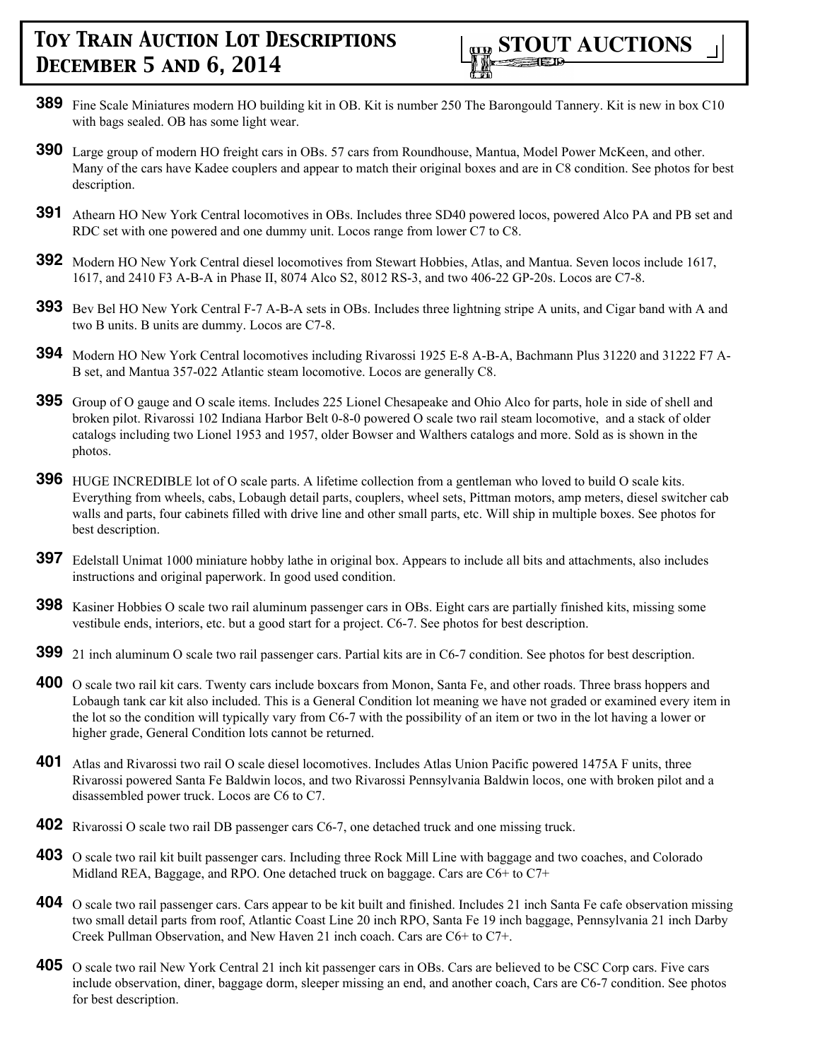**389** Fine Scale Miniatures modern HO building kit in OB. Kit is number 250 The Barongould Tannery. Kit is new in box C10 with bags sealed. OB has some light wear.

**390** Large group of modern HO freight cars in OBs. 57 cars from Roundhouse, Mantua, Model Power McKeen, and other. Many of the cars have Kadee couplers and appear to match their original boxes and are in C8 condition. See photos for best description.

**391** Athearn HO New York Central locomotives in OBs. Includes three SD40 powered locos, powered Alco PA and PB set and RDC set with one powered and one dummy unit. Locos range from lower C7 to C8.

**392** Modern HO New York Central diesel locomotives from Stewart Hobbies, Atlas, and Mantua. Seven locos include 1617, 1617, and 2410 F3 A-B-A in Phase II, 8074 Alco S2, 8012 RS-3, and two 406-22 GP-20s. Locos are C7-8.

**393** Bev Bel HO New York Central F-7 A-B-A sets in OBs. Includes three lightning stripe A units, and Cigar band with A and two B units. B units are dummy. Locos are C7-8.

**394** Modern HO New York Central locomotives including Rivarossi 1925 E-8 A-B-A, Bachmann Plus 31220 and 31222 F7 A-B set, and Mantua 357-022 Atlantic steam locomotive. Locos are generally C8.

**395** Group of O gauge and O scale items. Includes 225 Lionel Chesapeake and Ohio Alco for parts, hole in side of shell and broken pilot. Rivarossi 102 Indiana Harbor Belt 0-8-0 powered O scale two rail steam locomotive, and a stack of older catalogs including two Lionel 1953 and 1957, older Bowser and Walthers catalogs and more. Sold as is shown in the photos.

**396** HUGE INCREDIBLE lot of O scale parts. A lifetime collection from a gentleman who loved to build O scale kits. Everything from wheels, cabs, Lobaugh detail parts, couplers, wheel sets, Pittman motors, amp meters, diesel switcher cab walls and parts, four cabinets filled with drive line and other small parts, etc. Will ship in multiple boxes. See photos for best description.

**397** Edelstall Unimat 1000 miniature hobby lathe in original box. Appears to include all bits and attachments, also includes instructions and original paperwork. In good used condition.

**398** Kasiner Hobbies O scale two rail aluminum passenger cars in OBs. Eight cars are partially finished kits, missing some vestibule ends, interiors, etc. but a good start for a project. C6-7. See photos for best description.

**399** 21 inch aluminum O scale two rail passenger cars. Partial kits are in C6-7 condition. See photos for best description.

**400** O scale two rail kit cars. Twenty cars include boxcars from Monon, Santa Fe, and other roads. Three brass hoppers and Lobaugh tank car kit also included. This is a General Condition lot meaning we have not graded or examined every item in the lot so the condition will typically vary from C6-7 with the possibility of an item or two in the lot having a lower or higher grade, General Condition lots cannot be returned.

**401** Atlas and Rivarossi two rail O scale diesel locomotives. Includes Atlas Union Pacific powered 1475A F units, three Rivarossi powered Santa Fe Baldwin locos, and two Rivarossi Pennsylvania Baldwin locos, one with broken pilot and a disassembled power truck. Locos are C6 to C7.

**402** Rivarossi O scale two rail DB passenger cars C6-7, one detached truck and one missing truck.

**403** O scale two rail kit built passenger cars. Including three Rock Mill Line with baggage and two coaches, and Colorado Midland REA, Baggage, and RPO. One detached truck on baggage. Cars are C6+ to C7+

**404** O scale two rail passenger cars. Cars appear to be kit built and finished. Includes 21 inch Santa Fe cafe observation missing two small detail parts from roof, Atlantic Coast Line 20 inch RPO, Santa Fe 19 inch baggage, Pennsylvania 21 inch Darby Creek Pullman Observation, and New Haven 21 inch coach. Cars are C6+ to C7+.

**405** O scale two rail New York Central 21 inch kit passenger cars in OBs. Cars are believed to be CSC Corp cars. Five cars include observation, diner, baggage dorm, sleeper missing an end, and another coach, Cars are C6-7 condition. See photos for best description.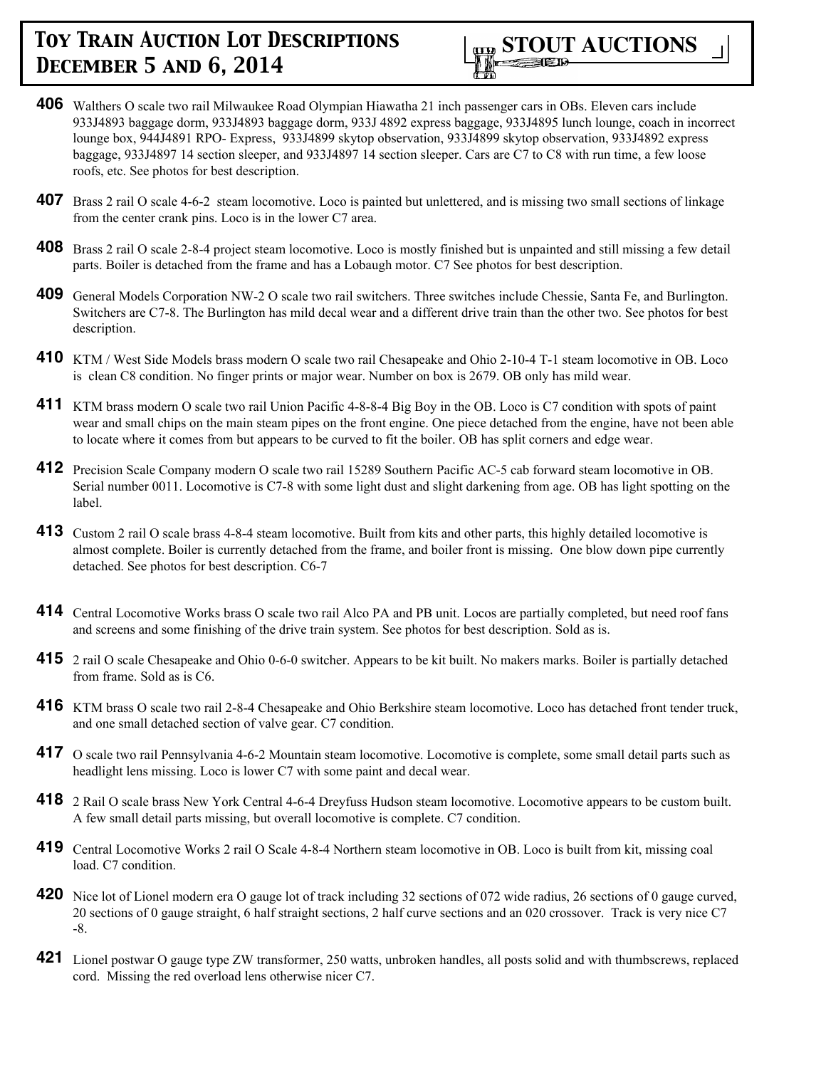**406** Walthers O scale two rail Milwaukee Road Olympian Hiawatha 21 inch passenger cars in OBs. Eleven cars include 933J4893 baggage dorm, 933J4893 baggage dorm, 933J 4892 express baggage, 933J4895 lunch lounge, coach in incorrect lounge box, 944J4891 RPO- Express, 933J4899 skytop observation, 933J4899 skytop observation, 933J4892 express baggage, 933J4897 14 section sleeper, and 933J4897 14 section sleeper. Cars are C7 to C8 with run time, a few loose roofs, etc. See photos for best description.

**407** Brass 2 rail O scale 4-6-2 steam locomotive. Loco is painted but unlettered, and is missing two small sections of linkage from the center crank pins. Loco is in the lower C7 area.

**408** Brass 2 rail O scale 2-8-4 project steam locomotive. Loco is mostly finished but is unpainted and still missing a few detail parts. Boiler is detached from the frame and has a Lobaugh motor. C7 See photos for best description.

**409** General Models Corporation NW-2 O scale two rail switchers. Three switches include Chessie, Santa Fe, and Burlington. Switchers are C7-8. The Burlington has mild decal wear and a different drive train than the other two. See photos for best description.

**410** KTM / West Side Models brass modern O scale two rail Chesapeake and Ohio 2-10-4 T-1 steam locomotive in OB. Loco is clean C8 condition. No finger prints or major wear. Number on box is 2679. OB only has mild wear.

**411** KTM brass modern O scale two rail Union Pacific 4-8-8-4 Big Boy in the OB. Loco is C7 condition with spots of paint wear and small chips on the main steam pipes on the front engine. One piece detached from the engine, have not been able to locate where it comes from but appears to be curved to fit the boiler. OB has split corners and edge wear.

**412** Precision Scale Company modern O scale two rail 15289 Southern Pacific AC-5 cab forward steam locomotive in OB. Serial number 0011. Locomotive is C7-8 with some light dust and slight darkening from age. OB has light spotting on the label.

**413** Custom 2 rail O scale brass 4-8-4 steam locomotive. Built from kits and other parts, this highly detailed locomotive is almost complete. Boiler is currently detached from the frame, and boiler front is missing. One blow down pipe currently detached. See photos for best description. C6-7

**414** Central Locomotive Works brass O scale two rail Alco PA and PB unit. Locos are partially completed, but need roof fans and screens and some finishing of the drive train system. See photos for best description. Sold as is.

**415** 2 rail O scale Chesapeake and Ohio 0-6-0 switcher. Appears to be kit built. No makers marks. Boiler is partially detached from frame. Sold as is C6.

**416** KTM brass O scale two rail 2-8-4 Chesapeake and Ohio Berkshire steam locomotive. Loco has detached front tender truck, and one small detached section of valve gear. C7 condition.

**417** O scale two rail Pennsylvania 4-6-2 Mountain steam locomotive. Locomotive is complete, some small detail parts such as headlight lens missing. Loco is lower C7 with some paint and decal wear.

**418** 2 Rail O scale brass New York Central 4-6-4 Dreyfuss Hudson steam locomotive. Locomotive appears to be custom built. A few small detail parts missing, but overall locomotive is complete. C7 condition.

**419** Central Locomotive Works 2 rail O Scale 4-8-4 Northern steam locomotive in OB. Loco is built from kit, missing coal load. C7 condition.

**420** Nice lot of Lionel modern era O gauge lot of track including 32 sections of 072 wide radius, 26 sections of 0 gauge curved, 20 sections of 0 gauge straight, 6 half straight sections, 2 half curve sections and an 020 crossover. Track is very nice C7 -8.

**421** Lionel postwar O gauge type ZW transformer, 250 watts, unbroken handles, all posts solid and with thumbscrews, replaced cord. Missing the red overload lens otherwise nicer C7.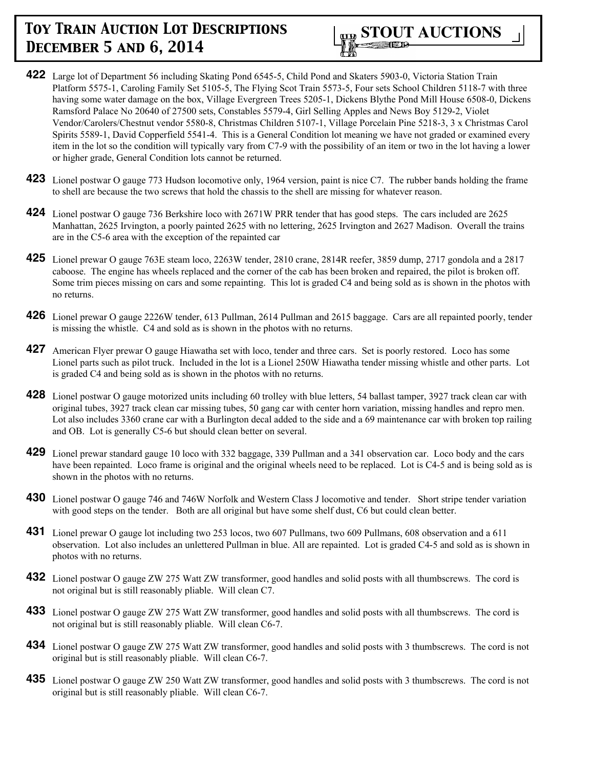**422** Large lot of Department 56 including Skating Pond 6545-5, Child Pond and Skaters 5903-0, Victoria Station Train Platform 5575-1, Caroling Family Set 5105-5, The Flying Scot Train 5573-5, Four sets School Children 5118-7 with three having some water damage on the box, Village Evergreen Trees 5205-1, Dickens Blythe Pond Mill House 6508-0, Dickens Ramsford Palace No 20640 of 27500 sets, Constables 5579-4, Girl Selling Apples and News Boy 5129-2, Violet Vendor/Carolers/Chestnut vendor 5580-8, Christmas Children 5107-1, Village Porcelain Pine 5218-3, 3 x Christmas Carol Spirits 5589-1, David Copperfield 5541-4. This is a General Condition lot meaning we have not graded or examined every item in the lot so the condition will typically vary from C7-9 with the possibility of an item or two in the lot having a lower or higher grade, General Condition lots cannot be returned.

**423** Lionel postwar O gauge 773 Hudson locomotive only, 1964 version, paint is nice C7. The rubber bands holding the frame to shell are because the two screws that hold the chassis to the shell are missing for whatever reason.

**424** Lionel postwar O gauge 736 Berkshire loco with 2671W PRR tender that has good steps. The cars included are 2625 Manhattan, 2625 Irvington, a poorly painted 2625 with no lettering, 2625 Irvington and 2627 Madison. Overall the trains are in the C5-6 area with the exception of the repainted car

**425** Lionel prewar O gauge 763E steam loco, 2263W tender, 2810 crane, 2814R reefer, 3859 dump, 2717 gondola and a 2817 caboose. The engine has wheels replaced and the corner of the cab has been broken and repaired, the pilot is broken off. Some trim pieces missing on cars and some repainting. This lot is graded C4 and being sold as is shown in the photos with no returns.

**426** Lionel prewar O gauge 2226W tender, 613 Pullman, 2614 Pullman and 2615 baggage. Cars are all repainted poorly, tender is missing the whistle. C4 and sold as is shown in the photos with no returns.

**427** American Flyer prewar O gauge Hiawatha set with loco, tender and three cars. Set is poorly restored. Loco has some Lionel parts such as pilot truck. Included in the lot is a Lionel 250W Hiawatha tender missing whistle and other parts. Lot is graded C4 and being sold as is shown in the photos with no returns.

**428** Lionel postwar O gauge motorized units including 60 trolley with blue letters, 54 ballast tamper, 3927 track clean car with original tubes, 3927 track clean car missing tubes, 50 gang car with center horn variation, missing handles and repro men. Lot also includes 3360 crane car with a Burlington decal added to the side and a 69 maintenance car with broken top railing and OB. Lot is generally C5-6 but should clean better on several.

**429** Lionel prewar standard gauge 10 loco with 332 baggage, 339 Pullman and a 341 observation car. Loco body and the cars have been repainted. Loco frame is original and the original wheels need to be replaced. Lot is C4-5 and is being sold as is shown in the photos with no returns.

**430** Lionel postwar O gauge 746 and 746W Norfolk and Western Class J locomotive and tender. Short stripe tender variation with good steps on the tender. Both are all original but have some shelf dust, C6 but could clean better.

**431** Lionel prewar O gauge lot including two 253 locos, two 607 Pullmans, two 609 Pullmans, 608 observation and a 611 observation. Lot also includes an unlettered Pullman in blue. All are repainted. Lot is graded C4-5 and sold as is shown in photos with no returns.

**432** Lionel postwar O gauge ZW 275 Watt ZW transformer, good handles and solid posts with all thumbscrews. The cord is not original but is still reasonably pliable. Will clean C7.

**433** Lionel postwar O gauge ZW 275 Watt ZW transformer, good handles and solid posts with all thumbscrews. The cord is not original but is still reasonably pliable. Will clean C6-7.

**434** Lionel postwar O gauge ZW 275 Watt ZW transformer, good handles and solid posts with 3 thumbscrews. The cord is not original but is still reasonably pliable. Will clean C6-7.

**435** Lionel postwar O gauge ZW 250 Watt ZW transformer, good handles and solid posts with 3 thumbscrews. The cord is not original but is still reasonably pliable. Will clean C6-7.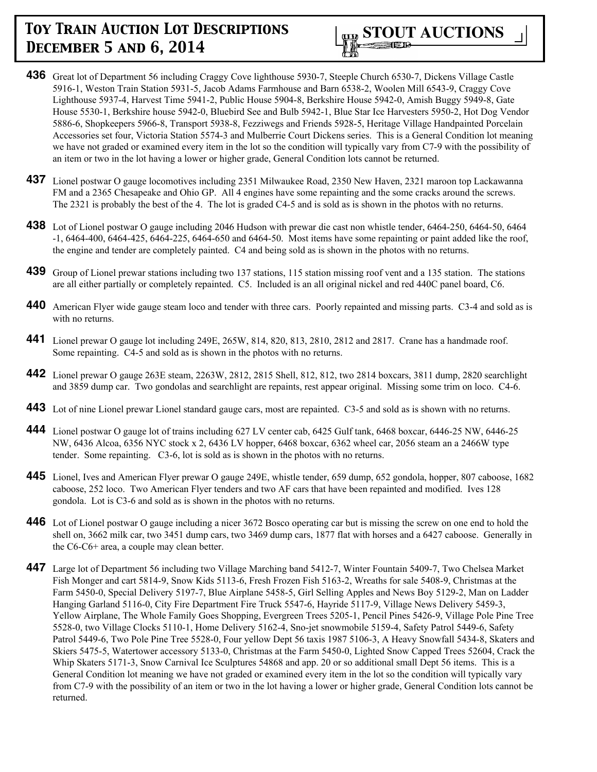**436** Great lot of Department 56 including Craggy Cove lighthouse 5930-7, Steeple Church 6530-7, Dickens Village Castle 5916-1, Weston Train Station 5931-5, Jacob Adams Farmhouse and Barn 6538-2, Woolen Mill 6543-9, Craggy Cove Lighthouse 5937-4, Harvest Time 5941-2, Public House 5904-8, Berkshire House 5942-0, Amish Buggy 5949-8, Gate House 5530-1, Berkshire house 5942-0, Bluebird See and Bulb 5942-1, Blue Star Ice Harvesters 5950-2, Hot Dog Vendor 5886-6, Shopkeepers 5966-8, Transport 5938-8, Fezziwegs and Friends 5928-5, Heritage Village Handpainted Porcelain Accessories set four, Victoria Station 5574-3 and Mulberrie Court Dickens series. This is a General Condition lot meaning we have not graded or examined every item in the lot so the condition will typically vary from C7-9 with the possibility of an item or two in the lot having a lower or higher grade, General Condition lots cannot be returned.

**437** Lionel postwar O gauge locomotives including 2351 Milwaukee Road, 2350 New Haven, 2321 maroon top Lackawanna FM and a 2365 Chesapeake and Ohio GP. All 4 engines have some repainting and the some cracks around the screws. The 2321 is probably the best of the 4. The lot is graded C4-5 and is sold as is shown in the photos with no returns.

**438** Lot of Lionel postwar O gauge including 2046 Hudson with prewar die cast non whistle tender, 6464-250, 6464-50, 6464-1, 6464-400, 6464-425, 6464-225, 6464-650 and 6464-50. Most items have some repainting or paint added like the roof, the engine and tender are completely painted. C4 and being sold as is shown in the photos with no returns.

**439** Group of Lionel prewar stations including two 137 stations, 115 station missing roof vent and a 135 station. The stations are all either partially or completely repainted. C5. Included is an all original nickel and red 440C panel board, C6.

**440** American Flyer wide gauge steam loco and tender with three cars. Poorly repainted and missing parts. C3-4 and sold as is with no returns.

**441** Lionel prewar O gauge lot including 249E, 265W, 814, 820, 813, 2810, 2812 and 2817. Crane has a handmade roof. Some repainting. C4-5 and sold as is shown in the photos with no returns.

**442** Lionel prewar O gauge 263E steam, 2263W, 2812, 2815 Shell, 812, 812, two 2814 boxcars, 3811 dump, 2820 searchlight and 3859 dump car. Two gondolas and searchlight are repaints, rest appear original. Missing some trim on loco. C4-6.

**443** Lot of nine Lionel prewar Lionel standard gauge cars, most are repainted. C3-5 and sold as is shown with no returns.

**444** Lionel postwar O gauge lot of trains including 627 LV center cab, 6425 Gulf tank, 6468 boxcar, 6446-25 NW, 6446-25 NW, 6436 Alcoa, 6356 NYC stock x 2, 6436 LV hopper, 6468 boxcar, 6362 wheel car, 2056 steam an a 2466W type tender. Some repainting. C3-6, lot is sold as is shown in the photos with no returns.

**445** Lionel, Ives and American Flyer prewar O gauge 249E, whistle tender, 659 dump, 652 gondola, hopper, 807 caboose, 1682 caboose, 252 loco. Two American Flyer tenders and two AF cars that have been repainted and modified. Ives 128 gondola. Lot is C3-6 and sold as is shown in the photos with no returns.

**446** Lot of Lionel postwar O gauge including a nicer 3672 Bosco operating car but is missing the screw on one end to hold the shell on, 3662 milk car, two 3451 dump cars, two 3469 dump cars, 1877 flat with horses and a 6427 caboose. Generally in the C6-C6+ area, a couple may clean better.

**447** Large lot of Department 56 including two Village Marching band 5412-7, Winter Fountain 5409-7, Two Chelsea Market Fish Monger and cart 5814-9, Snow Kids 5113-6, Fresh Frozen Fish 5163-2, Wreaths for sale 5408-9, Christmas at the Farm 5450-0, Special Delivery 5197-7, Blue Airplane 5458-5, Girl Selling Apples and News Boy 5129-2, Man on Ladder Hanging Garland 5116-0, City Fire Department Fire Truck 5547-6, Hayride 5117-9, Village News Delivery 5459-3, Yellow Airplane, The Whole Family Goes Shopping, Evergreen Trees 5205-1, Pencil Pines 5426-9, Village Pole Pine Tree 5528-0, two Village Clocks 5110-1, Home Delivery 5162-4, Sno-jet snowmobile 5159-4, Safety Patrol 5449-6, Safety Patrol 5449-6, Two Pole Pine Tree 5528-0, Four yellow Dept 56 taxis 1987 5106-3, A Heavy Snowfall 5434-8, Skaters and Skiers 5475-5, Watertower accessory 5133-0, Christmas at the Farm 5450-0, Lighted Snow Capped Trees 52604, Crack the Whip Skaters 5171-3, Snow Carnival Ice Sculptures 54868 and app. 20 or so additional small Dept 56 items. This is a General Condition lot meaning we have not graded or examined every item in the lot so the condition will typically vary from C7-9 with the possibility of an item or two in the lot having a lower or higher grade, General Condition lots cannot be returned.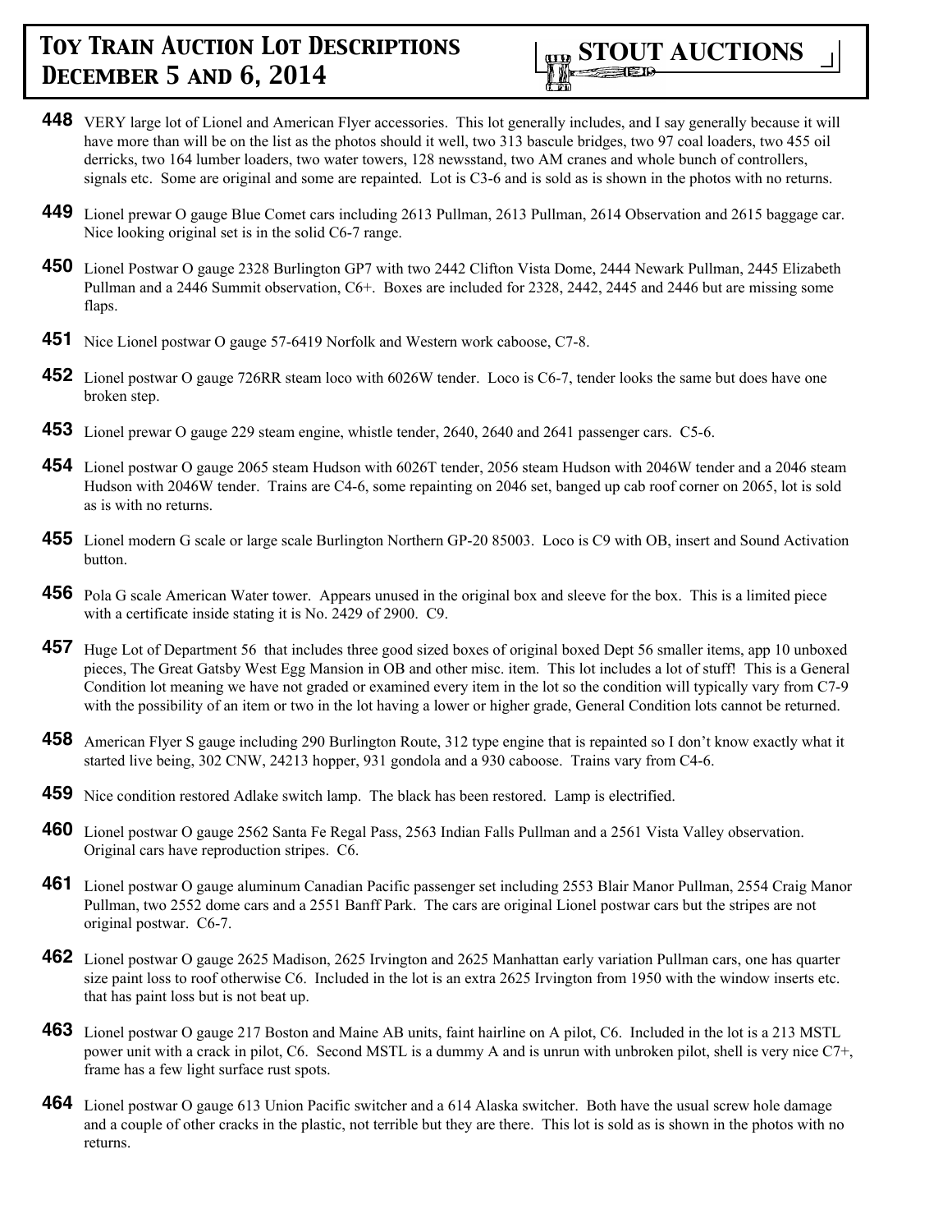**448** VERY large lot of Lionel and American Flyer accessories. This lot generally includes, and I say generally because it will have more than will be on the list as the photos should it well, two 313 bascule bridges, two 97 coal loaders, two 455 oil derricks, two 164 lumber loaders, two water towers, 128 newsstand, two AM cranes and whole bunch of controllers, signals etc. Some are original and some are repainted. Lot is C3-6 and is sold as is shown in the photos with no returns.

**449** Lionel prewar O gauge Blue Comet cars including 2613 Pullman, 2613 Pullman, 2614 Observation and 2615 baggage car. Nice looking original set is in the solid C6-7 range.

**450** Lionel Postwar O gauge 2328 Burlington GP7 with two 2442 Clifton Vista Dome, 2444 Newark Pullman, 2445 Elizabeth Pullman and a 2446 Summit observation, C6+. Boxes are included for 2328, 2442, 2445 and 2446 but are missing some flaps.

**451** Nice Lionel postwar O gauge 57-6419 Norfolk and Western work caboose, C7-8.

**452** Lionel postwar O gauge 726RR steam loco with 6026W tender. Loco is C6-7, tender looks the same but does have one broken step.

**453** Lionel prewar O gauge 229 steam engine, whistle tender, 2640, 2640 and 2641 passenger cars. C5-6.

**454** Lionel postwar O gauge 2065 steam Hudson with 6026T tender, 2056 steam Hudson with 2046W tender and a 2046 steam Hudson with 2046W tender. Trains are C4-6, some repainting on 2046 set, banged up cab roof corner on 2065, lot is sold as is with no returns.

**455** Lionel modern G scale or large scale Burlington Northern GP-20 85003. Loco is C9 with OB, insert and Sound Activation button.

**456** Pola G scale American Water tower. Appears unused in the original box and sleeve for the box. This is a limited piece with a certificate inside stating it is No. 2429 of 2900. C9.

**457** Huge Lot of Department 56 that includes three good sized boxes of original boxed Dept 56 smaller items, app 10 unboxed pieces, The Great Gatsby West Egg Mansion in OB and other misc. item. This lot includes a lot of stuff! This is a General Condition lot meaning we have not graded or examined every item in the lot so the condition will typically vary from C7-9 with the possibility of an item or two in the lot having a lower or higher grade, General Condition lots cannot be returned.

**458** American Flyer S gauge including 290 Burlington Route, 312 type engine that is repainted so I don't know exactly what it started live being, 302 CNW, 24213 hopper, 931 gondola and a 930 caboose. Trains vary from C4-6.

**459** Nice condition restored Adlake switch lamp. The black has been restored. Lamp is electrified.

**460** Lionel postwar O gauge 2562 Santa Fe Regal Pass, 2563 Indian Falls Pullman and a 2561 Vista Valley observation. Original cars have reproduction stripes. C6.

**461** Lionel postwar O gauge aluminum Canadian Pacific passenger set including 2553 Blair Manor Pullman, 2554 Craig Manor Pullman, two 2552 dome cars and a 2551 Banff Park. The cars are original Lionel postwar cars but the stripes are not original postwar. C6-7.

**462** Lionel postwar O gauge 2625 Madison, 2625 Irvington and 2625 Manhattan early variation Pullman cars, one has quarter size paint loss to roof otherwise C6. Included in the lot is an extra 2625 Irvington from 1950 with the window inserts etc. that has paint loss but is not beat up.

**463** Lionel postwar O gauge 217 Boston and Maine AB units, faint hairline on A pilot, C6. Included in the lot is a 213 MSTL power unit with a crack in pilot, C6. Second MSTL is a dummy A and is unrun with unbroken pilot, shell is very nice C7+, frame has a few light surface rust spots.

**464** Lionel postwar O gauge 613 Union Pacific switcher and a 614 Alaska switcher. Both have the usual screw hole damage and a couple of other cracks in the plastic, not terrible but they are there. This lot is sold as is shown in the photos with no returns.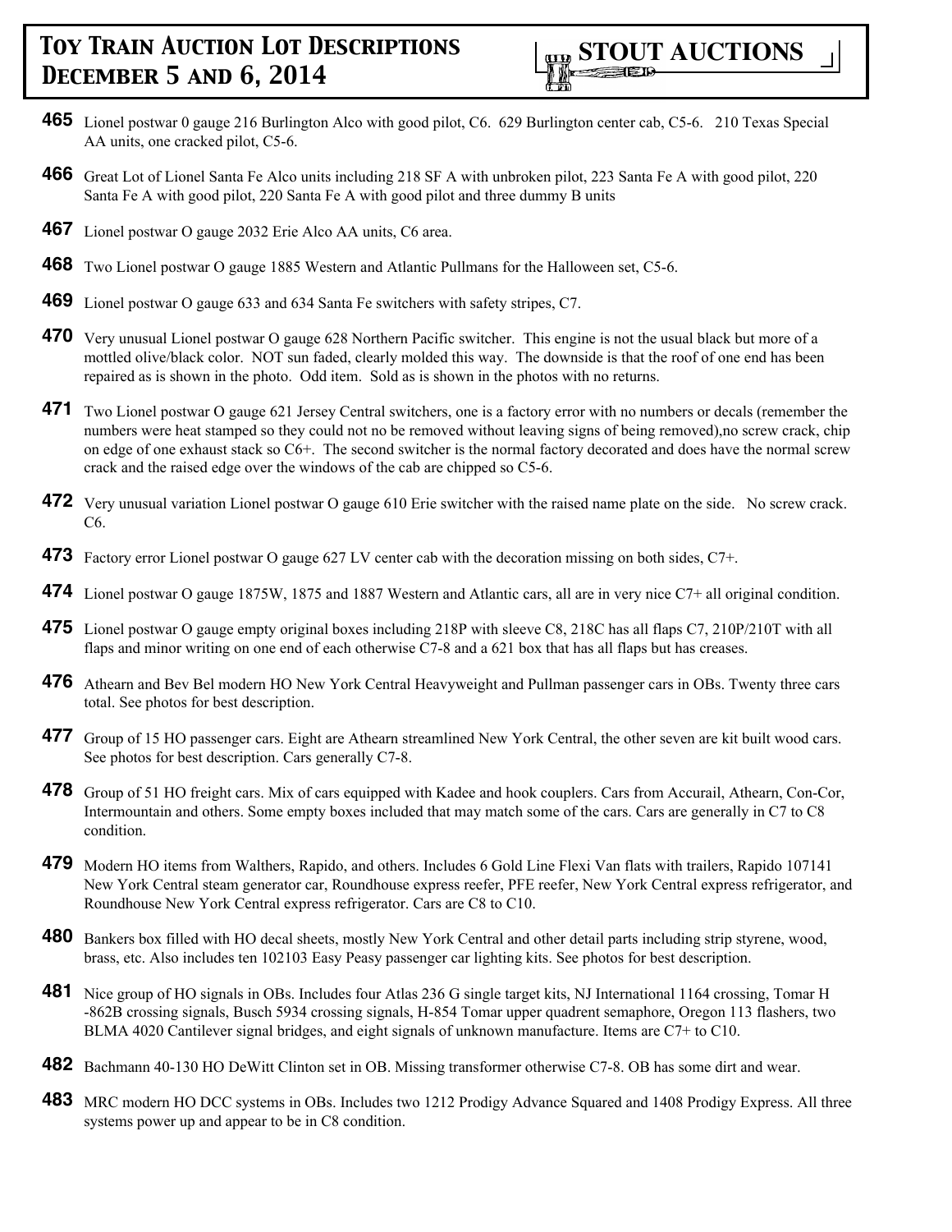**465** Lionel postwar 0 gauge 216 Burlington Alco with good pilot, C6. 629 Burlington center cab, C5-6. 210 Texas Special AA units, one cracked pilot, C5-6.

**466** Great Lot of Lionel Santa Fe Alco units including 218 SF A with unbroken pilot, 223 Santa Fe A with good pilot, 220 Santa Fe A with good pilot, 220 Santa Fe A with good pilot and three dummy B units

**467** Lionel postwar O gauge 2032 Erie Alco AA units, C6 area.

**468** Two Lionel postwar O gauge 1885 Western and Atlantic Pullmans for the Halloween set, C5-6.

**469** Lionel postwar O gauge 633 and 634 Santa Fe switchers with safety stripes, C7.

**470** Very unusual Lionel postwar O gauge 628 Northern Pacific switcher. This engine is not the usual black but more of a mottled olive/black color. NOT sun faded, clearly molded this way. The downside is that the roof of one end has been repaired as is shown in the photo. Odd item. Sold as is shown in the photos with no returns.

**471** Two Lionel postwar O gauge 621 Jersey Central switchers, one is a factory error with no numbers or decals (remember the numbers were heat stamped so they could not no be removed without leaving signs of being removed),no screw crack, chip on edge of one exhaust stack so C6+. The second switcher is the normal factory decorated and does have the normal screw crack and the raised edge over the windows of the cab are chipped so C5-6.

**472** Very unusual variation Lionel postwar O gauge 610 Erie switcher with the raised name plate on the side. No screw crack. C6.

**473** Factory error Lionel postwar O gauge 627 LV center cab with the decoration missing on both sides, C7+.

**474** Lionel postwar O gauge 1875W, 1875 and 1887 Western and Atlantic cars, all are in very nice C7+ all original condition.

**475** Lionel postwar O gauge empty original boxes including 218P with sleeve C8, 218C has all flaps C7, 210P/210T with all flaps and minor writing on one end of each otherwise C7-8 and a 621 box that has all flaps but has creases.

**476** Athearn and Bev Bel modern HO New York Central Heavyweight and Pullman passenger cars in OBs. Twenty three cars total. See photos for best description.

**477** Group of 15 HO passenger cars. Eight are Athearn streamlined New York Central, the other seven are kit built wood cars. See photos for best description. Cars generally C7-8.

**478** Group of 51 HO freight cars. Mix of cars equipped with Kadee and hook couplers. Cars from Accurail, Athearn, Con-Cor, Intermountain and others. Some empty boxes included that may match some of the cars. Cars are generally in C7 to C8 condition.

**479** Modern HO items from Walthers, Rapido, and others. Includes 6 Gold Line Flexi Van flats with trailers, Rapido 107141 New York Central steam generator car, Roundhouse express reefer, PFE reefer, New York Central express refrigerator, and Roundhouse New York Central express refrigerator. Cars are C8 to C10.

**480** Bankers box filled with HO decal sheets, mostly New York Central and other detail parts including strip styrene, wood, brass, etc. Also includes ten 102103 Easy Peasy passenger car lighting kits. See photos for best description.

**481** Nice group of HO signals in OBs. Includes four Atlas 236 G single target kits, NJ International 1164 crossing, Tomar H -862B crossing signals, Busch 5934 crossing signals, H-854 Tomar upper quadrent semaphore, Oregon 113 flashers, two BLMA 4020 Cantilever signal bridges, and eight signals of unknown manufacture. Items are C7+ to C10.

**482** Bachmann 40-130 HO DeWitt Clinton set in OB. Missing transformer otherwise C7-8. OB has some dirt and wear.

**483** MRC modern HO DCC systems in OBs. Includes two 1212 Prodigy Advance Squared and 1408 Prodigy Express. All three systems power up and appear to be in C8 condition.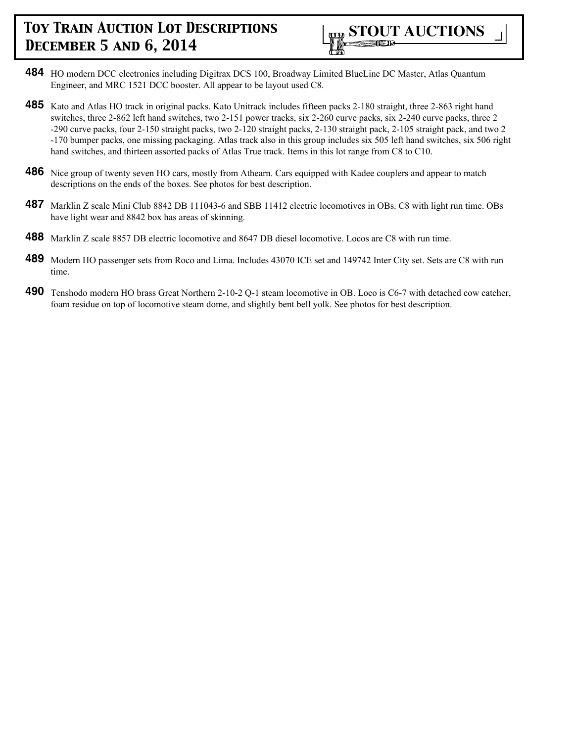**484** HO modern DCC electronics including Digitrax DCS 100, Broadway Limited BlueLine DC Master, Atlas Quantum Engineer, and MRC 1521 DCC booster. All appear to be layout used C8.

**485** Kato and Atlas HO track in original packs. Kato Unitrack includes fifteen packs 2-180 straight, three 2-863 right hand switches, three 2-862 left hand switches, two 2-151 power tracks, six 2-260 curve packs, six 2-240 curve packs, three 2-290 curve packs, four 2-150 straight packs, two 2-120 straight packs, 2-130 straight pack, 2-105 straight pack, and two 2-170 bumper packs, one missing packaging. Atlas track also in this group includes six 505 left hand switches, six 506 right hand switches, and thirteen assorted packs of Atlas True track. Items in this lot range from C8 to C10.

**486** Nice group of twenty seven HO cars, mostly from Athearn. Cars equipped with Kadee couplers and appear to match descriptions on the ends of the boxes. See photos for best description.

**487** Marklin Z scale Mini Club 8842 DB 111043-6 and SBB 11412 electric locomotives in OBs. C8 with light run time. OBs have light wear and 8842 box has areas of skinning.

**488** Marklin Z scale 8857 DB electric locomotive and 8647 DB diesel locomotive. Locos are C8 with run time.

**489** Modern HO passenger sets from Roco and Lima. Includes 43070 ICE set and 149742 Inter City set. Sets are C8 with run time.

**490** Tenshodo modern HO brass Great Northern 2-10-2 Q-1 steam locomotive in OB. Loco is C6-7 with detached cow catcher, foam residue on top of locomotive steam dome, and slightly bent bell yolk. See photos for best description.